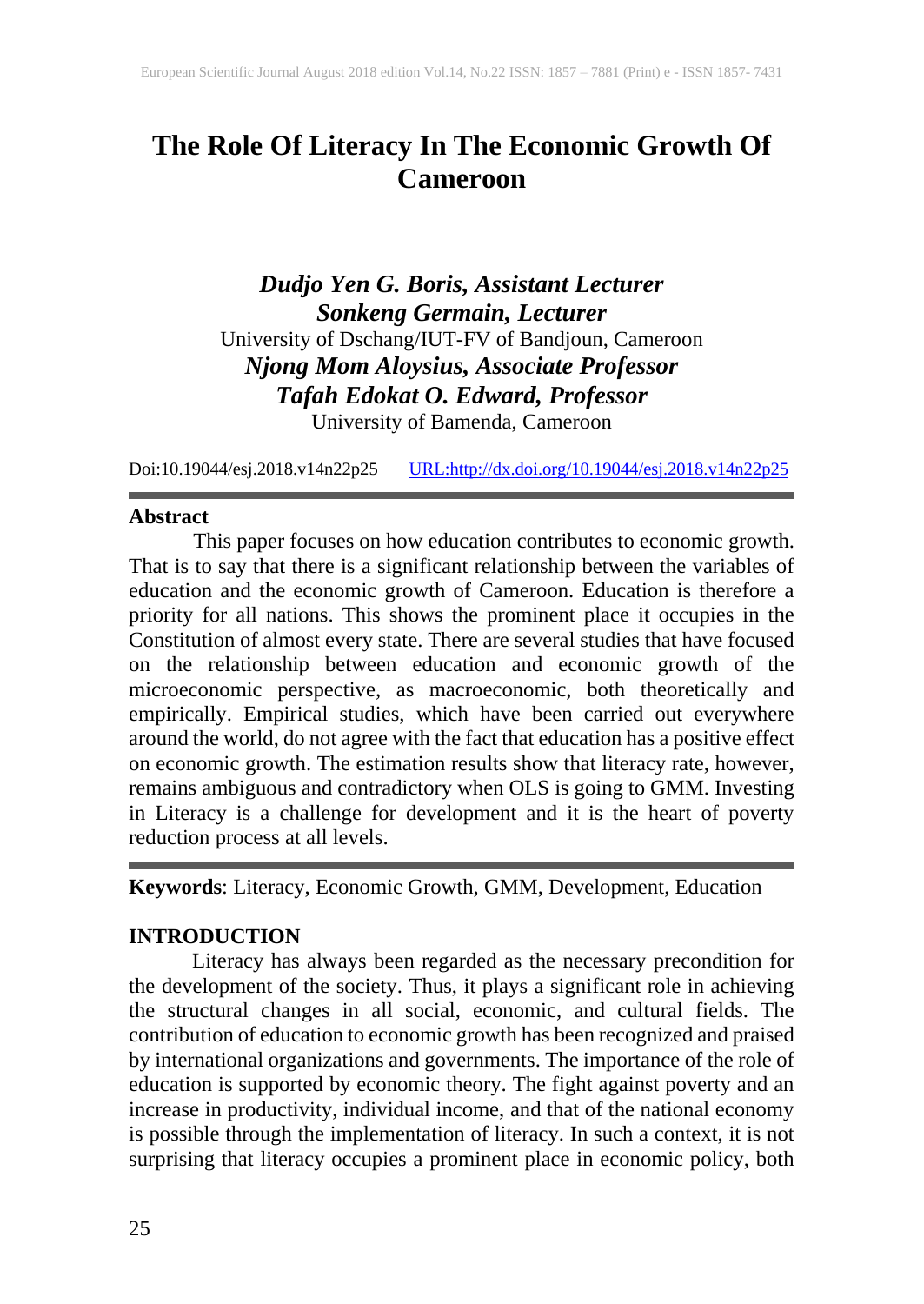# The Role Of Literacy In The Economic Growth Of Cameroon

***Dudjo Yen G. Boris, Assistant Lecturer***
***Sonkeng Germain, Lecturer***
University of Dschang/IUT-FV of Bandjoun, Cameroon
***Njong Mom Aloysius, Associate Professor***
***Tafah Edokat O. Edward, Professor***
University of Bamenda, Cameroon

Doi:10.19044/esj.2018.v14n22p25 URL:http://dx.doi.org/10.19044/esj.2018.v14n22p25

## Abstract

This paper focuses on how education contributes to economic growth. That is to say that there is a significant relationship between the variables of education and the economic growth of Cameroon. Education is therefore a priority for all nations. This shows the prominent place it occupies in the Constitution of almost every state. There are several studies that have focused on the relationship between education and economic growth of the microeconomic perspective, as macroeconomic, both theoretically and empirically. Empirical studies, which have been carried out everywhere around the world, do not agree with the fact that education has a positive effect on economic growth. The estimation results show that literacy rate, however, remains ambiguous and contradictory when OLS is going to GMM. Investing in Literacy is a challenge for development and it is the heart of poverty reduction process at all levels.

**Keywords**: Literacy, Economic Growth, GMM, Development, Education

## INTRODUCTION

Literacy has always been regarded as the necessary precondition for the development of the society. Thus, it plays a significant role in achieving the structural changes in all social, economic, and cultural fields. The contribution of education to economic growth has been recognized and praised by international organizations and governments. The importance of the role of education is supported by economic theory. The fight against poverty and an increase in productivity, individual income, and that of the national economy is possible through the implementation of literacy. In such a context, it is not surprising that literacy occupies a prominent place in economic policy, both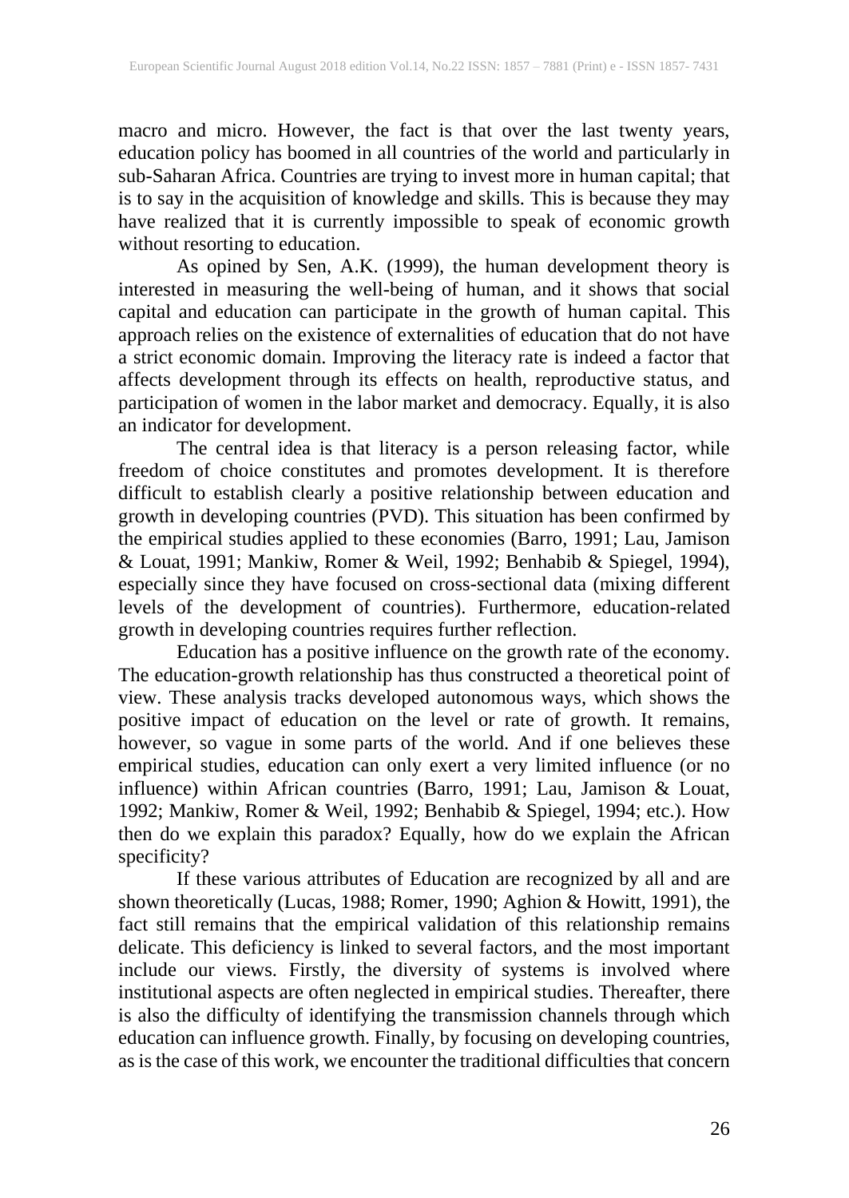macro and micro. However, the fact is that over the last twenty years, education policy has boomed in all countries of the world and particularly in sub-Saharan Africa. Countries are trying to invest more in human capital; that is to say in the acquisition of knowledge and skills. This is because they may have realized that it is currently impossible to speak of economic growth without resorting to education.

As opined by Sen, A.K. (1999), the human development theory is interested in measuring the well-being of human, and it shows that social capital and education can participate in the growth of human capital. This approach relies on the existence of externalities of education that do not have a strict economic domain. Improving the literacy rate is indeed a factor that affects development through its effects on health, reproductive status, and participation of women in the labor market and democracy. Equally, it is also an indicator for development.

The central idea is that literacy is a person releasing factor, while freedom of choice constitutes and promotes development. It is therefore difficult to establish clearly a positive relationship between education and growth in developing countries (PVD). This situation has been confirmed by the empirical studies applied to these economies (Barro, 1991; Lau, Jamison & Louat, 1991; Mankiw, Romer & Weil, 1992; Benhabib & Spiegel, 1994), especially since they have focused on cross-sectional data (mixing different levels of the development of countries). Furthermore, education-related growth in developing countries requires further reflection.

Education has a positive influence on the growth rate of the economy. The education-growth relationship has thus constructed a theoretical point of view. These analysis tracks developed autonomous ways, which shows the positive impact of education on the level or rate of growth. It remains, however, so vague in some parts of the world. And if one believes these empirical studies, education can only exert a very limited influence (or no influence) within African countries (Barro, 1991; Lau, Jamison & Louat, 1992; Mankiw, Romer & Weil, 1992; Benhabib & Spiegel, 1994; etc.). How then do we explain this paradox? Equally, how do we explain the African specificity?

If these various attributes of Education are recognized by all and are shown theoretically (Lucas, 1988; Romer, 1990; Aghion & Howitt, 1991), the fact still remains that the empirical validation of this relationship remains delicate. This deficiency is linked to several factors, and the most important include our views. Firstly, the diversity of systems is involved where institutional aspects are often neglected in empirical studies. Thereafter, there is also the difficulty of identifying the transmission channels through which education can influence growth. Finally, by focusing on developing countries, as is the case of this work, we encounter the traditional difficulties that concern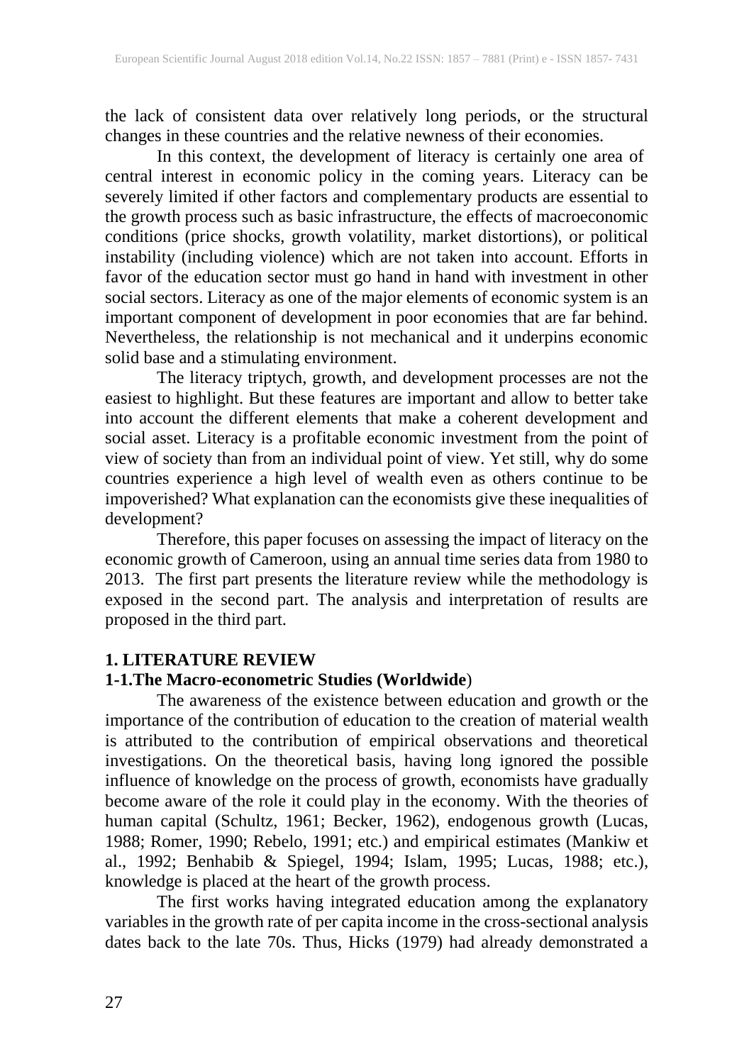the lack of consistent data over relatively long periods, or the structural changes in these countries and the relative newness of their economies.

In this context, the development of literacy is certainly one area of central interest in economic policy in the coming years. Literacy can be severely limited if other factors and complementary products are essential to the growth process such as basic infrastructure, the effects of macroeconomic conditions (price shocks, growth volatility, market distortions), or political instability (including violence) which are not taken into account. Efforts in favor of the education sector must go hand in hand with investment in other social sectors. Literacy as one of the major elements of economic system is an important component of development in poor economies that are far behind. Nevertheless, the relationship is not mechanical and it underpins economic solid base and a stimulating environment.

The literacy triptych, growth, and development processes are not the easiest to highlight. But these features are important and allow to better take into account the different elements that make a coherent development and social asset. Literacy is a profitable economic investment from the point of view of society than from an individual point of view. Yet still, why do some countries experience a high level of wealth even as others continue to be impoverished? What explanation can the economists give these inequalities of development?

Therefore, this paper focuses on assessing the impact of literacy on the economic growth of Cameroon, using an annual time series data from 1980 to 2013. The first part presents the literature review while the methodology is exposed in the second part. The analysis and interpretation of results are proposed in the third part.

## 1. LITERATURE REVIEW

### 1-1.The Macro-econometric Studies (Worldwide)

The awareness of the existence between education and growth or the importance of the contribution of education to the creation of material wealth is attributed to the contribution of empirical observations and theoretical investigations. On the theoretical basis, having long ignored the possible influence of knowledge on the process of growth, economists have gradually become aware of the role it could play in the economy. With the theories of human capital (Schultz, 1961; Becker, 1962), endogenous growth (Lucas, 1988; Romer, 1990; Rebelo, 1991; etc.) and empirical estimates (Mankiw et al., 1992; Benhabib & Spiegel, 1994; Islam, 1995; Lucas, 1988; etc.), knowledge is placed at the heart of the growth process.

The first works having integrated education among the explanatory variables in the growth rate of per capita income in the cross-sectional analysis dates back to the late 70s. Thus, Hicks (1979) had already demonstrated a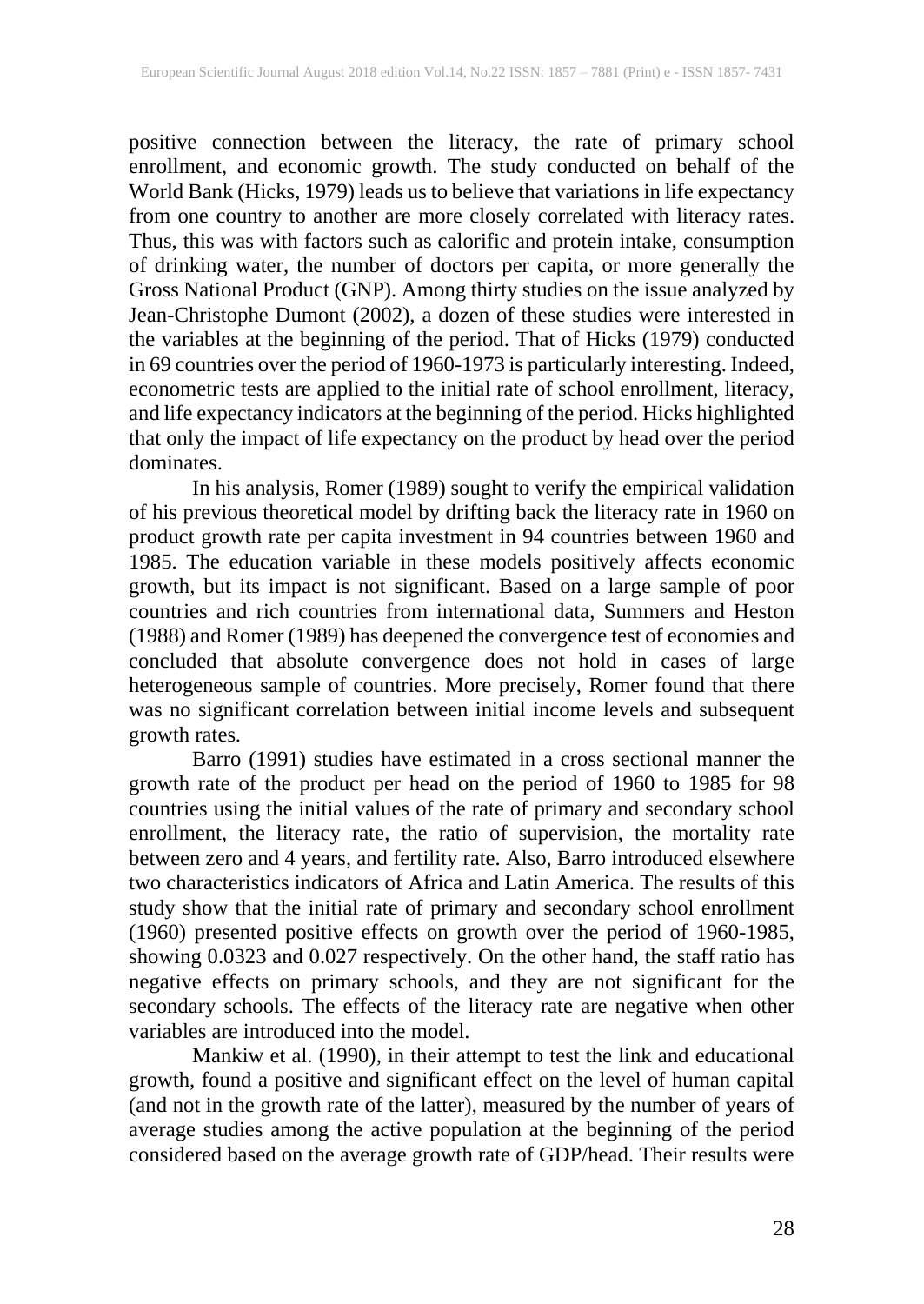positive connection between the literacy, the rate of primary school enrollment, and economic growth. The study conducted on behalf of the World Bank (Hicks, 1979) leads us to believe that variations in life expectancy from one country to another are more closely correlated with literacy rates. Thus, this was with factors such as calorific and protein intake, consumption of drinking water, the number of doctors per capita, or more generally the Gross National Product (GNP). Among thirty studies on the issue analyzed by Jean-Christophe Dumont (2002), a dozen of these studies were interested in the variables at the beginning of the period. That of Hicks (1979) conducted in 69 countries over the period of 1960-1973 is particularly interesting. Indeed, econometric tests are applied to the initial rate of school enrollment, literacy, and life expectancy indicators at the beginning of the period. Hicks highlighted that only the impact of life expectancy on the product by head over the period dominates.

In his analysis, Romer (1989) sought to verify the empirical validation of his previous theoretical model by drifting back the literacy rate in 1960 on product growth rate per capita investment in 94 countries between 1960 and 1985. The education variable in these models positively affects economic growth, but its impact is not significant. Based on a large sample of poor countries and rich countries from international data, Summers and Heston (1988) and Romer (1989) has deepened the convergence test of economies and concluded that absolute convergence does not hold in cases of large heterogeneous sample of countries. More precisely, Romer found that there was no significant correlation between initial income levels and subsequent growth rates.

Barro (1991) studies have estimated in a cross sectional manner the growth rate of the product per head on the period of 1960 to 1985 for 98 countries using the initial values of the rate of primary and secondary school enrollment, the literacy rate, the ratio of supervision, the mortality rate between zero and 4 years, and fertility rate. Also, Barro introduced elsewhere two characteristics indicators of Africa and Latin America. The results of this study show that the initial rate of primary and secondary school enrollment (1960) presented positive effects on growth over the period of 1960-1985, showing 0.0323 and 0.027 respectively. On the other hand, the staff ratio has negative effects on primary schools, and they are not significant for the secondary schools. The effects of the literacy rate are negative when other variables are introduced into the model.

Mankiw et al. (1990), in their attempt to test the link and educational growth, found a positive and significant effect on the level of human capital (and not in the growth rate of the latter), measured by the number of years of average studies among the active population at the beginning of the period considered based on the average growth rate of GDP/head. Their results were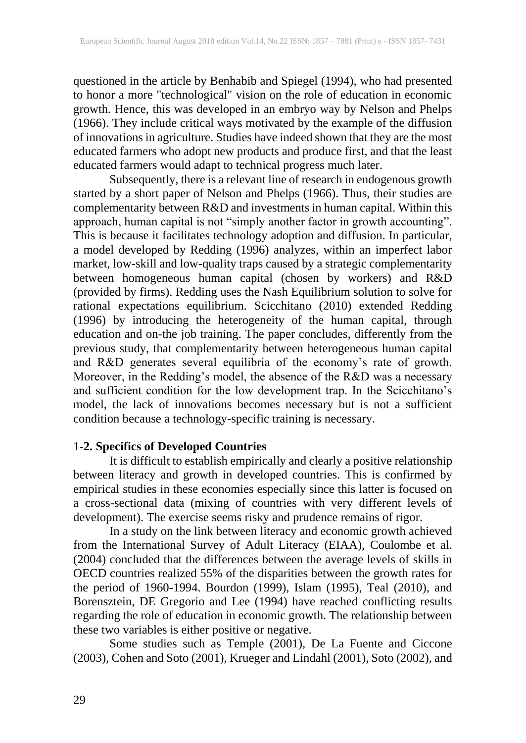questioned in the article by Benhabib and Spiegel (1994), who had presented to honor a more "technological" vision on the role of education in economic growth. Hence, this was developed in an embryo way by Nelson and Phelps (1966). They include critical ways motivated by the example of the diffusion of innovations in agriculture. Studies have indeed shown that they are the most educated farmers who adopt new products and produce first, and that the least educated farmers would adapt to technical progress much later.

Subsequently, there is a relevant line of research in endogenous growth started by a short paper of Nelson and Phelps (1966). Thus, their studies are complementarity between R&D and investments in human capital. Within this approach, human capital is not "simply another factor in growth accounting". This is because it facilitates technology adoption and diffusion. In particular, a model developed by Redding (1996) analyzes, within an imperfect labor market, low-skill and low-quality traps caused by a strategic complementarity between homogeneous human capital (chosen by workers) and R&D (provided by firms). Redding uses the Nash Equilibrium solution to solve for rational expectations equilibrium. Scicchitano (2010) extended Redding (1996) by introducing the heterogeneity of the human capital, through education and on-the job training. The paper concludes, differently from the previous study, that complementarity between heterogeneous human capital and R&D generates several equilibria of the economy's rate of growth. Moreover, in the Redding's model, the absence of the R&D was a necessary and sufficient condition for the low development trap. In the Scicchitano's model, the lack of innovations becomes necessary but is not a sufficient condition because a technology-specific training is necessary.

### 1-2. Specifics of Developed Countries

It is difficult to establish empirically and clearly a positive relationship between literacy and growth in developed countries. This is confirmed by empirical studies in these economies especially since this latter is focused on a cross-sectional data (mixing of countries with very different levels of development). The exercise seems risky and prudence remains of rigor.

In a study on the link between literacy and economic growth achieved from the International Survey of Adult Literacy (EIAA), Coulombe et al. (2004) concluded that the differences between the average levels of skills in OECD countries realized 55% of the disparities between the growth rates for the period of 1960-1994. Bourdon (1999), Islam (1995), Teal (2010), and Borensztein, DE Gregorio and Lee (1994) have reached conflicting results regarding the role of education in economic growth. The relationship between these two variables is either positive or negative.

Some studies such as Temple (2001), De La Fuente and Ciccone (2003), Cohen and Soto (2001), Krueger and Lindahl (2001), Soto (2002), and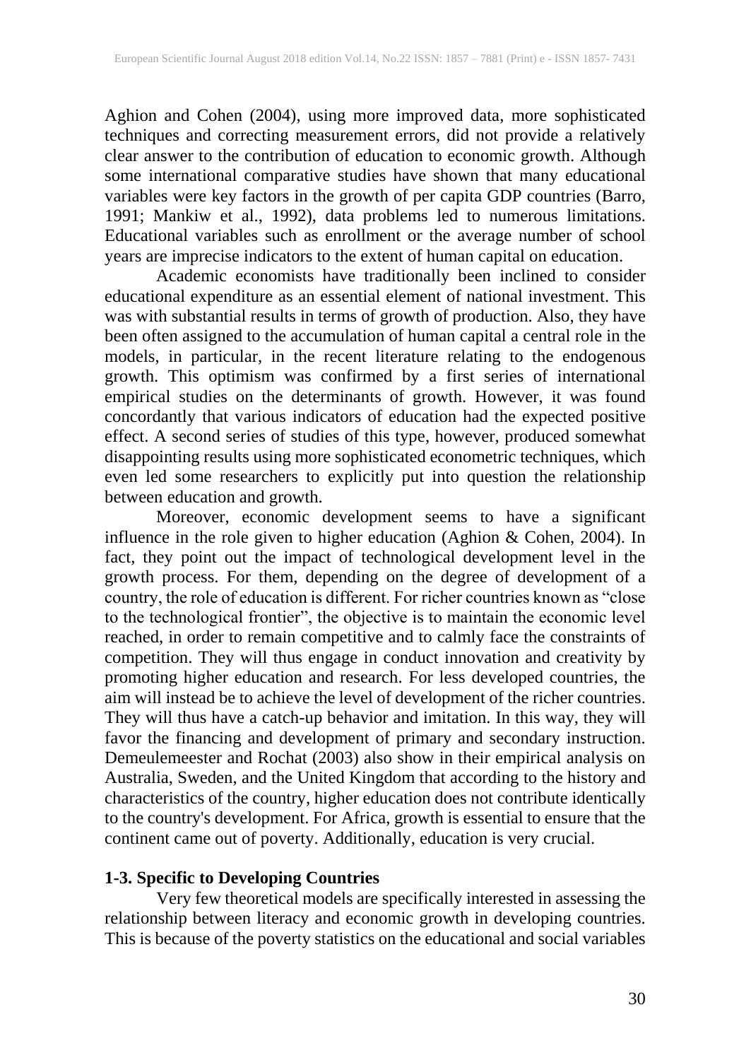Aghion and Cohen (2004), using more improved data, more sophisticated techniques and correcting measurement errors, did not provide a relatively clear answer to the contribution of education to economic growth. Although some international comparative studies have shown that many educational variables were key factors in the growth of per capita GDP countries (Barro, 1991; Mankiw et al., 1992), data problems led to numerous limitations. Educational variables such as enrollment or the average number of school years are imprecise indicators to the extent of human capital on education.

Academic economists have traditionally been inclined to consider educational expenditure as an essential element of national investment. This was with substantial results in terms of growth of production. Also, they have been often assigned to the accumulation of human capital a central role in the models, in particular, in the recent literature relating to the endogenous growth. This optimism was confirmed by a first series of international empirical studies on the determinants of growth. However, it was found concordantly that various indicators of education had the expected positive effect. A second series of studies of this type, however, produced somewhat disappointing results using more sophisticated econometric techniques, which even led some researchers to explicitly put into question the relationship between education and growth.

Moreover, economic development seems to have a significant influence in the role given to higher education (Aghion & Cohen, 2004). In fact, they point out the impact of technological development level in the growth process. For them, depending on the degree of development of a country, the role of education is different. For richer countries known as "close to the technological frontier", the objective is to maintain the economic level reached, in order to remain competitive and to calmly face the constraints of competition. They will thus engage in conduct innovation and creativity by promoting higher education and research. For less developed countries, the aim will instead be to achieve the level of development of the richer countries. They will thus have a catch-up behavior and imitation. In this way, they will favor the financing and development of primary and secondary instruction. Demeulemeester and Rochat (2003) also show in their empirical analysis on Australia, Sweden, and the United Kingdom that according to the history and characteristics of the country, higher education does not contribute identically to the country's development. For Africa, growth is essential to ensure that the continent came out of poverty. Additionally, education is very crucial.

### 1-3. Specific to Developing Countries

Very few theoretical models are specifically interested in assessing the relationship between literacy and economic growth in developing countries. This is because of the poverty statistics on the educational and social variables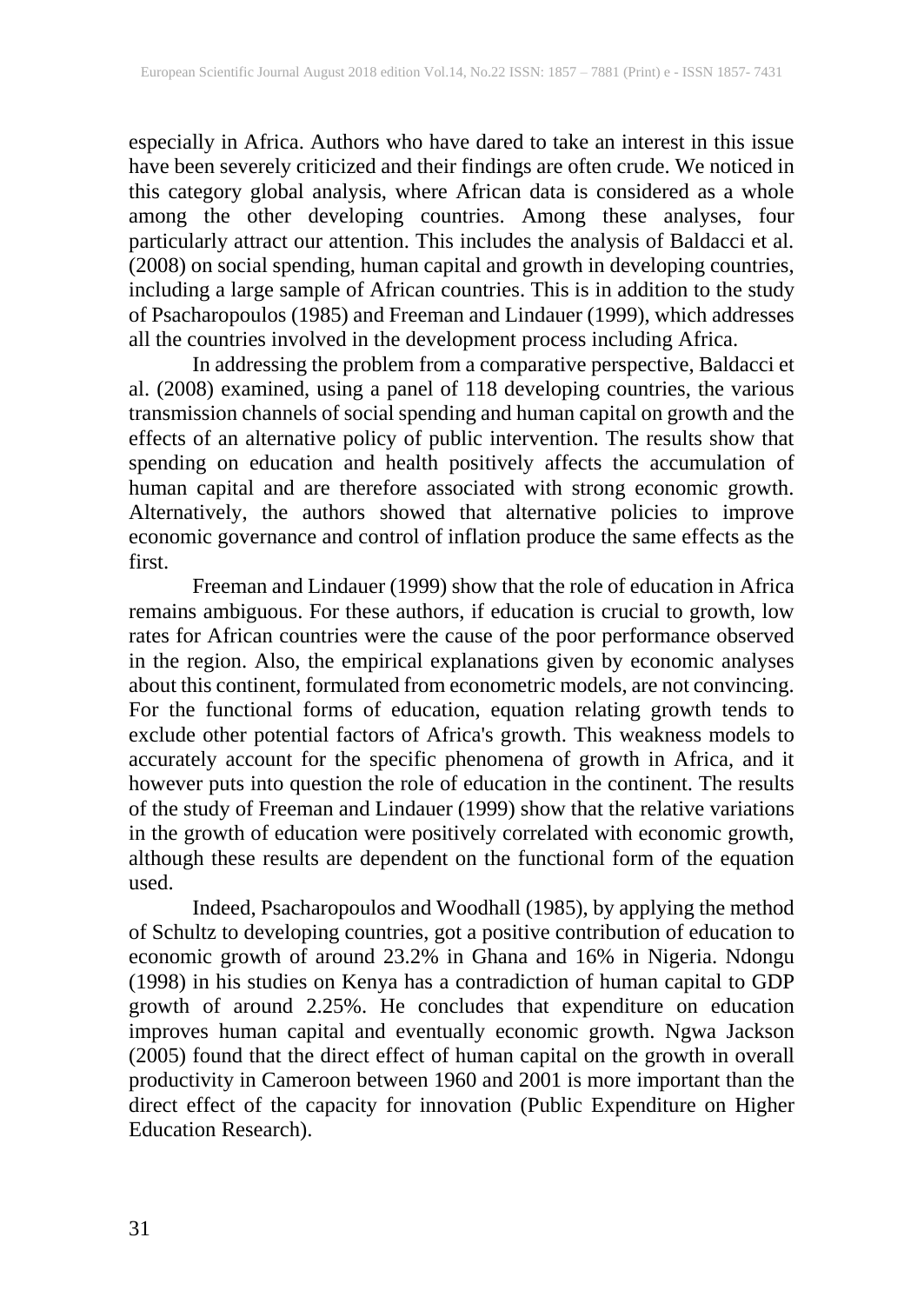especially in Africa. Authors who have dared to take an interest in this issue have been severely criticized and their findings are often crude. We noticed in this category global analysis, where African data is considered as a whole among the other developing countries. Among these analyses, four particularly attract our attention. This includes the analysis of Baldacci et al. (2008) on social spending, human capital and growth in developing countries, including a large sample of African countries. This is in addition to the study of Psacharopoulos (1985) and Freeman and Lindauer (1999), which addresses all the countries involved in the development process including Africa.

In addressing the problem from a comparative perspective, Baldacci et al. (2008) examined, using a panel of 118 developing countries, the various transmission channels of social spending and human capital on growth and the effects of an alternative policy of public intervention. The results show that spending on education and health positively affects the accumulation of human capital and are therefore associated with strong economic growth. Alternatively, the authors showed that alternative policies to improve economic governance and control of inflation produce the same effects as the first.

Freeman and Lindauer (1999) show that the role of education in Africa remains ambiguous. For these authors, if education is crucial to growth, low rates for African countries were the cause of the poor performance observed in the region. Also, the empirical explanations given by economic analyses about this continent, formulated from econometric models, are not convincing. For the functional forms of education, equation relating growth tends to exclude other potential factors of Africa's growth. This weakness models to accurately account for the specific phenomena of growth in Africa, and it however puts into question the role of education in the continent. The results of the study of Freeman and Lindauer (1999) show that the relative variations in the growth of education were positively correlated with economic growth, although these results are dependent on the functional form of the equation used.

Indeed, Psacharopoulos and Woodhall (1985), by applying the method of Schultz to developing countries, got a positive contribution of education to economic growth of around 23.2% in Ghana and 16% in Nigeria. Ndongu (1998) in his studies on Kenya has a contradiction of human capital to GDP growth of around 2.25%. He concludes that expenditure on education improves human capital and eventually economic growth. Ngwa Jackson (2005) found that the direct effect of human capital on the growth in overall productivity in Cameroon between 1960 and 2001 is more important than the direct effect of the capacity for innovation (Public Expenditure on Higher Education Research).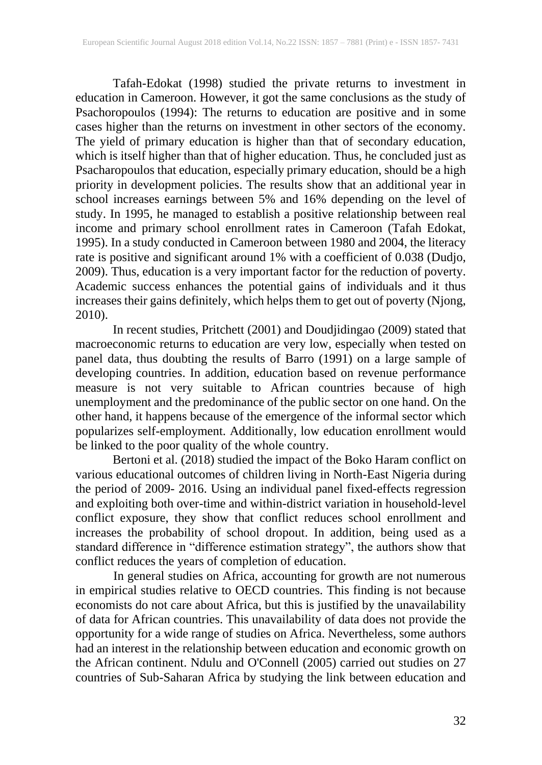Tafah-Edokat (1998) studied the private returns to investment in education in Cameroon. However, it got the same conclusions as the study of Psachoropoulos (1994): The returns to education are positive and in some cases higher than the returns on investment in other sectors of the economy. The yield of primary education is higher than that of secondary education, which is itself higher than that of higher education. Thus, he concluded just as Psacharopoulos that education, especially primary education, should be a high priority in development policies. The results show that an additional year in school increases earnings between 5% and 16% depending on the level of study. In 1995, he managed to establish a positive relationship between real income and primary school enrollment rates in Cameroon (Tafah Edokat, 1995). In a study conducted in Cameroon between 1980 and 2004, the literacy rate is positive and significant around 1% with a coefficient of 0.038 (Dudjo, 2009). Thus, education is a very important factor for the reduction of poverty. Academic success enhances the potential gains of individuals and it thus increases their gains definitely, which helps them to get out of poverty (Njong, 2010).

In recent studies, Pritchett (2001) and Doudjidingao (2009) stated that macroeconomic returns to education are very low, especially when tested on panel data, thus doubting the results of Barro (1991) on a large sample of developing countries. In addition, education based on revenue performance measure is not very suitable to African countries because of high unemployment and the predominance of the public sector on one hand. On the other hand, it happens because of the emergence of the informal sector which popularizes self-employment. Additionally, low education enrollment would be linked to the poor quality of the whole country.

Bertoni et al. (2018) studied the impact of the Boko Haram conflict on various educational outcomes of children living in North-East Nigeria during the period of 2009- 2016. Using an individual panel fixed-effects regression and exploiting both over-time and within-district variation in household-level conflict exposure, they show that conflict reduces school enrollment and increases the probability of school dropout. In addition, being used as a standard difference in "difference estimation strategy", the authors show that conflict reduces the years of completion of education.

In general studies on Africa, accounting for growth are not numerous in empirical studies relative to OECD countries. This finding is not because economists do not care about Africa, but this is justified by the unavailability of data for African countries. This unavailability of data does not provide the opportunity for a wide range of studies on Africa. Nevertheless, some authors had an interest in the relationship between education and economic growth on the African continent. Ndulu and O'Connell (2005) carried out studies on 27 countries of Sub-Saharan Africa by studying the link between education and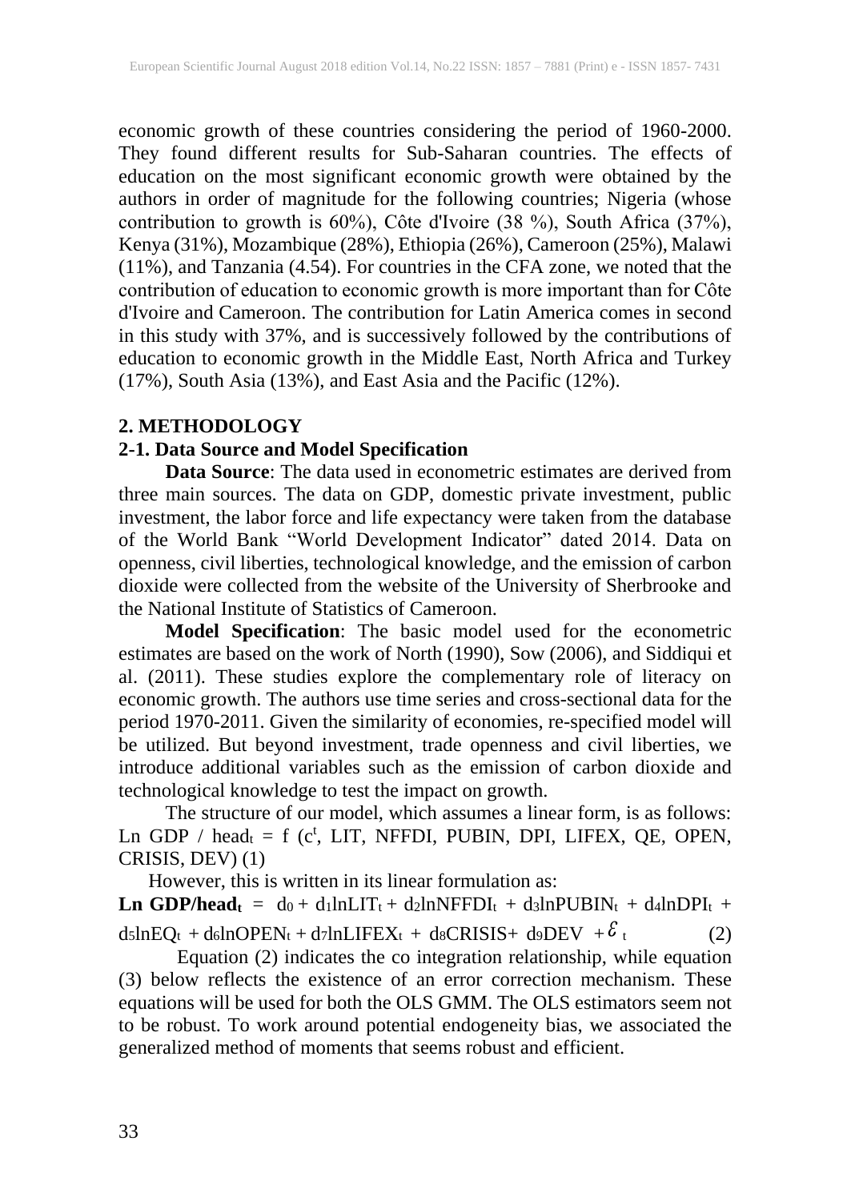economic growth of these countries considering the period of 1960-2000. They found different results for Sub-Saharan countries. The effects of education on the most significant economic growth were obtained by the authors in order of magnitude for the following countries; Nigeria (whose contribution to growth is 60%), Côte d'Ivoire (38 %), South Africa (37%), Kenya (31%), Mozambique (28%), Ethiopia (26%), Cameroon (25%), Malawi (11%), and Tanzania (4.54). For countries in the CFA zone, we noted that the contribution of education to economic growth is more important than for Côte d'Ivoire and Cameroon. The contribution for Latin America comes in second in this study with 37%, and is successively followed by the contributions of education to economic growth in the Middle East, North Africa and Turkey (17%), South Asia (13%), and East Asia and the Pacific (12%).

## 2. METHODOLOGY

### 2-1. Data Source and Model Specification

**Data Source**: The data used in econometric estimates are derived from three main sources. The data on GDP, domestic private investment, public investment, the labor force and life expectancy were taken from the database of the World Bank "World Development Indicator" dated 2014. Data on openness, civil liberties, technological knowledge, and the emission of carbon dioxide were collected from the website of the University of Sherbrooke and the National Institute of Statistics of Cameroon.

**Model Specification**: The basic model used for the econometric estimates are based on the work of North (1990), Sow (2006), and Siddiqui et al. (2011). These studies explore the complementary role of literacy on economic growth. The authors use time series and cross-sectional data for the period 1970-2011. Given the similarity of economies, re-specified model will be utilized. But beyond investment, trade openness and civil liberties, we introduce additional variables such as the emission of carbon dioxide and technological knowledge to test the impact on growth.

The structure of our model, which assumes a linear form, is as follows: Ln GDP / $head_t$ = f ($c^t$, LIT, NFFDI, PUBIN, DPI, LIFEX, QE, OPEN, CRISIS, DEV) (1)

However, this is written in its linear formulation as:

$$\textbf{Ln GDP/head}_t = d_0 + d_1 lnLIT_t + d_2 lnNFFDI_t + d_3 lnPUBIN_t + d_4 lnDPI_t + d_5 lnEQ_t + d_6 lnOPEN_t + d_7 lnLIFEX_t + d_8 CRISIS + d_9 DEV + \varepsilon_t \quad (2)$$

Equation (2) indicates the co integration relationship, while equation (3) below reflects the existence of an error correction mechanism. These equations will be used for both the OLS GMM. The OLS estimators seem not to be robust. To work around potential endogeneity bias, we associated the generalized method of moments that seems robust and efficient.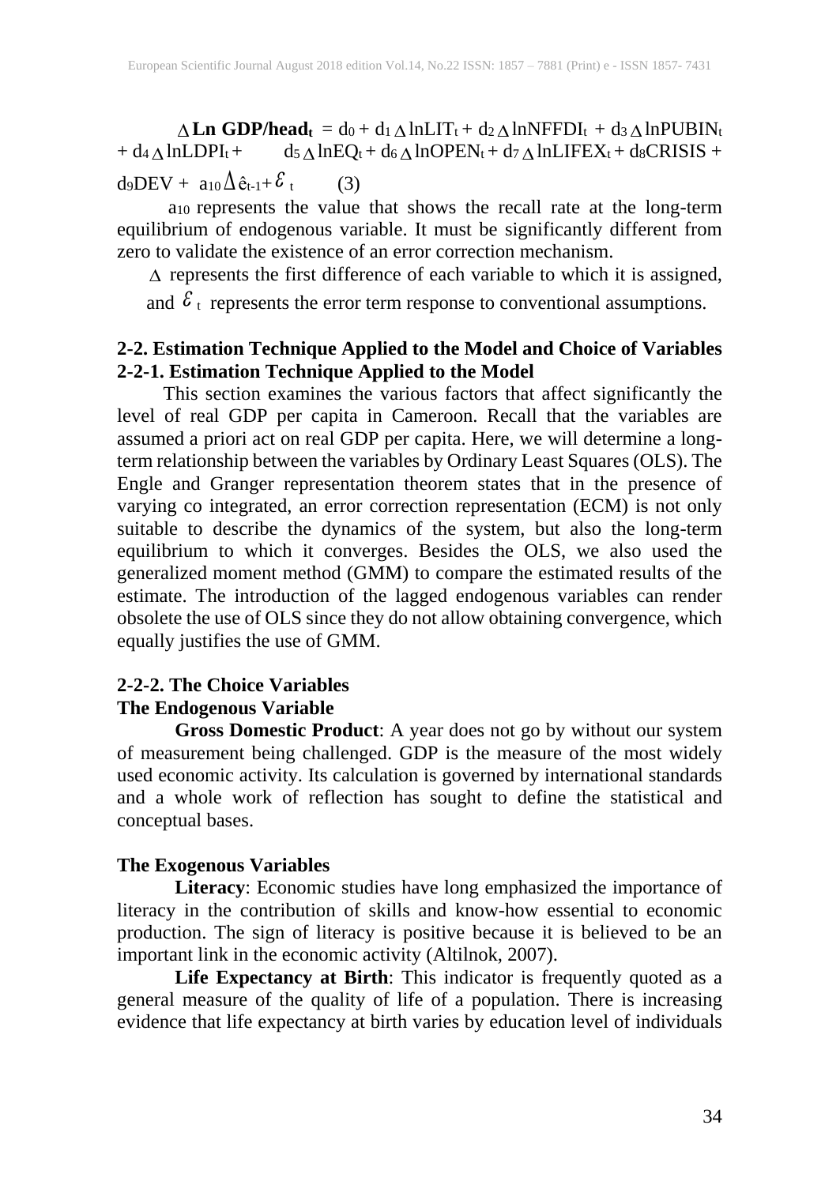$$\Delta \textbf{Ln GDP/head}_t = d_0 + d_1 \Delta \ln LIT_t + d_2 \Delta \ln NFFDI_t + d_3 \Delta \ln PUBIN_t + d_4 \Delta \ln LDPI_t + d_5 \Delta \ln EQ_t + d_6 \Delta \ln OPEN_t + d_7 \Delta \ln LIFEX_t + d_8 CRISIS + d_9 DEV + a_{10} \Delta \hat{e}_{t-1} + \varepsilon_t \qquad (3)$$

$a_{10}$ represents the value that shows the recall rate at the long-term equilibrium of endogenous variable. It must be significantly different from zero to validate the existence of an error correction mechanism.

$\Delta$ represents the first difference of each variable to which it is assigned, and $\varepsilon_t$ represents the error term response to conventional assumptions.

## 2-2. Estimation Technique Applied to the Model and Choice of Variables

### 2-2-1. Estimation Technique Applied to the Model

This section examines the various factors that affect significantly the level of real GDP per capita in Cameroon. Recall that the variables are assumed a priori act on real GDP per capita. Here, we will determine a long-term relationship between the variables by Ordinary Least Squares (OLS). The Engle and Granger representation theorem states that in the presence of varying co integrated, an error correction representation (ECM) is not only suitable to describe the dynamics of the system, but also the long-term equilibrium to which it converges. Besides the OLS, we also used the generalized moment method (GMM) to compare the estimated results of the estimate. The introduction of the lagged endogenous variables can render obsolete the use of OLS since they do not allow obtaining convergence, which equally justifies the use of GMM.

### 2-2-2. The Choice Variables

**The Endogenous Variable**

**Gross Domestic Product**: A year does not go by without our system of measurement being challenged. GDP is the measure of the most widely used economic activity. Its calculation is governed by international standards and a whole work of reflection has sought to define the statistical and conceptual bases.

**The Exogenous Variables**

**Literacy**: Economic studies have long emphasized the importance of literacy in the contribution of skills and know-how essential to economic production. The sign of literacy is positive because it is believed to be an important link in the economic activity (Altilnok, 2007).

**Life Expectancy at Birth**: This indicator is frequently quoted as a general measure of the quality of life of a population. There is increasing evidence that life expectancy at birth varies by education level of individuals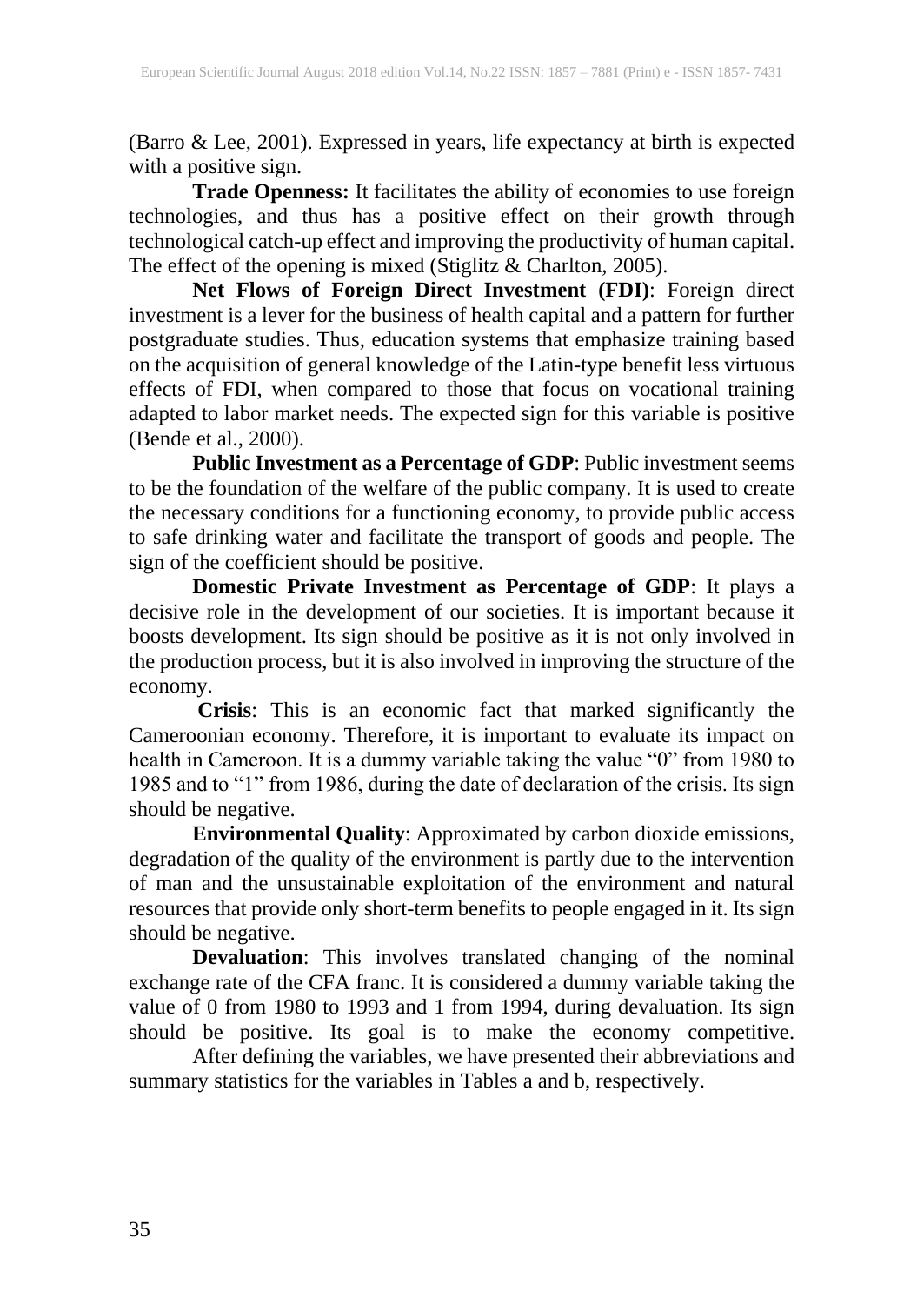(Barro & Lee, 2001). Expressed in years, life expectancy at birth is expected with a positive sign.

**Trade Openness:** It facilitates the ability of economies to use foreign technologies, and thus has a positive effect on their growth through technological catch-up effect and improving the productivity of human capital. The effect of the opening is mixed (Stiglitz & Charlton, 2005).

**Net Flows of Foreign Direct Investment (FDI)**: Foreign direct investment is a lever for the business of health capital and a pattern for further postgraduate studies. Thus, education systems that emphasize training based on the acquisition of general knowledge of the Latin-type benefit less virtuous effects of FDI, when compared to those that focus on vocational training adapted to labor market needs. The expected sign for this variable is positive (Bende et al., 2000).

**Public Investment as a Percentage of GDP**: Public investment seems to be the foundation of the welfare of the public company. It is used to create the necessary conditions for a functioning economy, to provide public access to safe drinking water and facilitate the transport of goods and people. The sign of the coefficient should be positive.

**Domestic Private Investment as Percentage of GDP**: It plays a decisive role in the development of our societies. It is important because it boosts development. Its sign should be positive as it is not only involved in the production process, but it is also involved in improving the structure of the economy.

**Crisis**: This is an economic fact that marked significantly the Cameroonian economy. Therefore, it is important to evaluate its impact on health in Cameroon. It is a dummy variable taking the value "0" from 1980 to 1985 and to "1" from 1986, during the date of declaration of the crisis. Its sign should be negative.

**Environmental Quality**: Approximated by carbon dioxide emissions, degradation of the quality of the environment is partly due to the intervention of man and the unsustainable exploitation of the environment and natural resources that provide only short-term benefits to people engaged in it. Its sign should be negative.

**Devaluation**: This involves translated changing of the nominal exchange rate of the CFA franc. It is considered a dummy variable taking the value of 0 from 1980 to 1993 and 1 from 1994, during devaluation. Its sign should be positive. Its goal is to make the economy competitive.

After defining the variables, we have presented their abbreviations and summary statistics for the variables in Tables a and b, respectively.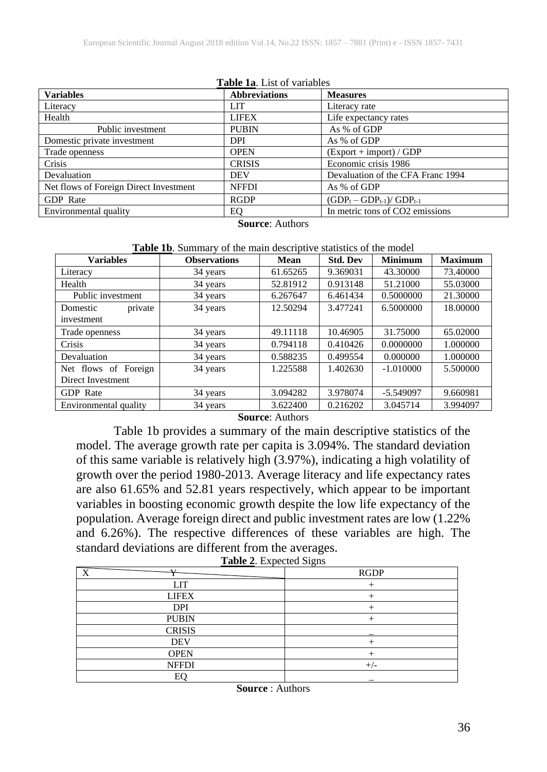**Table 1a**. List of variables

| Variables | Abbreviations | Measures |
|---|---|---|
| Literacy | LIT | Literacy rate |
| Health | LIFEX | Life expectancy rates |
| Public investment | PUBIN | As % of GDP |
| Domestic private investment | DPI | As % of GDP |
| Trade openness | OPEN | (Export + import) / GDP |
| Crisis | CRISIS | Economic crisis 1986 |
| Devaluation | DEV | Devaluation of the CFA Franc 1994 |
| Net flows of Foreign Direct Investment | NFFDI | As % of GDP |
| GDP Rate | RGDP | $(GDP_t – GDP_{t-1})/ GDP_{t-1}$ |
| Environmental quality | EQ | In metric tons of CO2 emissions |

**Source**: Authors

**Table 1b**. Summary of the main descriptive statistics of the model

| Variables | Observations | Mean | Std. Dev | Minimum | Maximum |
|---|---|---|---|---|---|
| Literacy | 34 years | 61.65265 | 9.369031 | 43.30000 | 73.40000 |
| Health | 34 years | 52.81912 | 0.913148 | 51.21000 | 55.03000 |
| Public investment | 34 years | 6.267647 | 6.461434 | 0.5000000 | 21.30000 |
| Domestic private investment | 34 years | 12.50294 | 3.477241 | 6.5000000 | 18.00000 |
| Trade openness | 34 years | 49.11118 | 10.46905 | 31.75000 | 65.02000 |
| Crisis | 34 years | 0.794118 | 0.410426 | 0.0000000 | 1.000000 |
| Devaluation | 34 years | 0.588235 | 0.499554 | 0.000000 | 1.000000 |
| Net flows of Foreign Direct Investment | 34 years | 1.225588 | 1.402630 | -1.010000 | 5.500000 |
| GDP Rate | 34 years | 3.094282 | 3.978074 | -5.549097 | 9.660981 |
| Environmental quality | 34 years | 3.622400 | 0.216202 | 3.045714 | 3.994097 |

**Source**: Authors

Table 1b provides a summary of the main descriptive statistics of the model. The average growth rate per capita is 3.094%. The standard deviation of this same variable is relatively high (3.97%), indicating a high volatility of growth over the period 1980-2013. Average literacy and life expectancy rates are also 61.65% and 52.81 years respectively, which appear to be important variables in boosting economic growth despite the low life expectancy of the population. Average foreign direct and public investment rates are low (1.22% and 6.26%). The respective differences of these variables are high. The standard deviations are different from the averages.

**Table 2**. Expected Signs

| X \ Y | RGDP |
|---|---|
| LIT | + |
| LIFEX | + |
| DPI | + |
| PUBIN | + |
| CRISIS | _ |
| DEV | + |
| OPEN | + |
| NFFDI | +/- |
| EQ | _ |

**Source** : Authors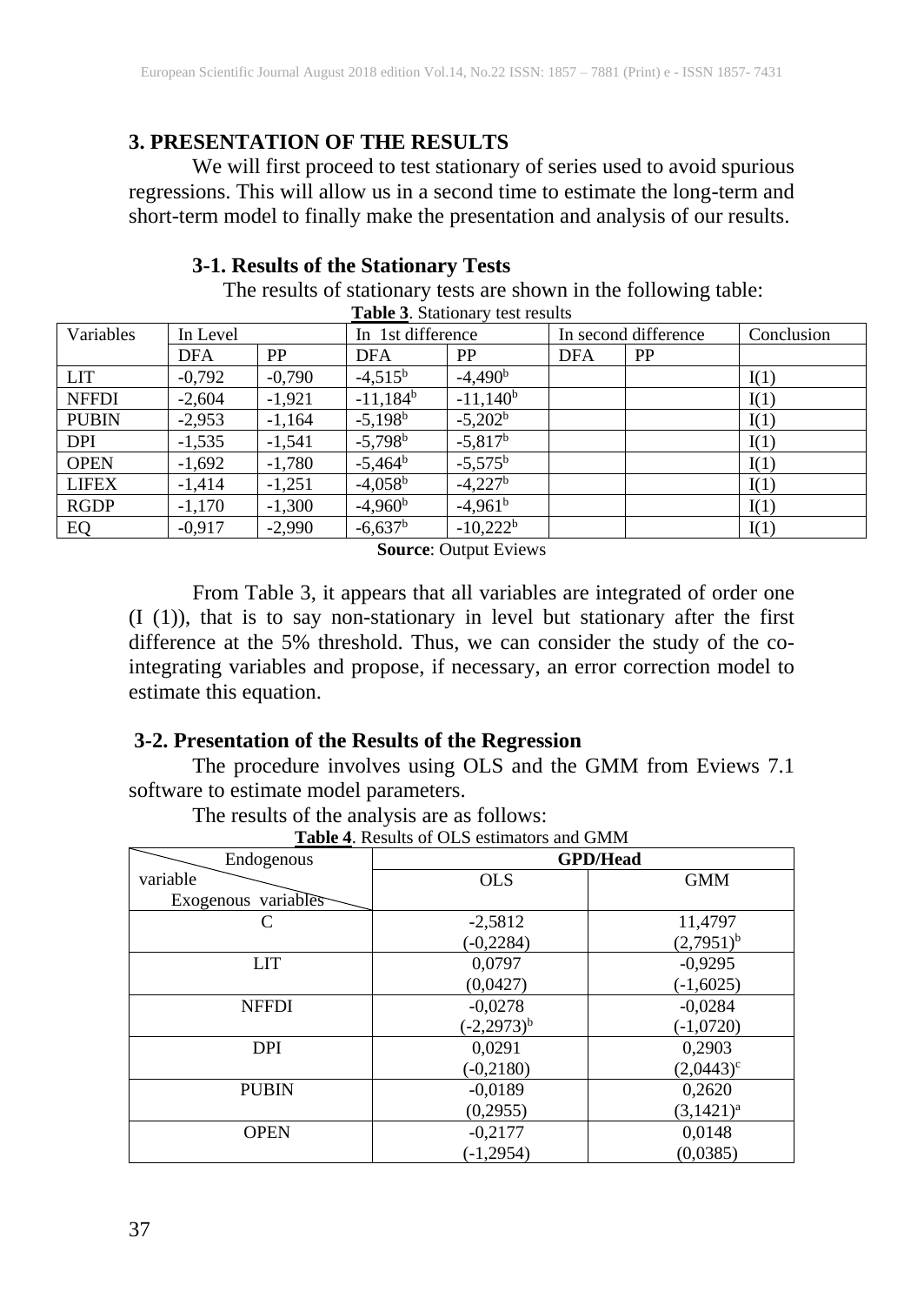## 3. PRESENTATION OF THE RESULTS

We will first proceed to test stationary of series used to avoid spurious regressions. This will allow us in a second time to estimate the long-term and short-term model to finally make the presentation and analysis of our results.

### 3-1. Results of the Stationary Tests

The results of stationary tests are shown in the following table:

**Table 3**. Stationary test results

| Variables | In Level | | In 1st difference | | In second difference | | Conclusion |
|---|---|---|---|---|---|---|---|
| | DFA | PP | DFA | PP | DFA | PP | |
| LIT | -0,792 | -0,790 | -4,515[b] | -4,490[b] | | | I(1) |
| NFFDI | -2,604 | -1,921 | -11,184[b] | -11,140[b] | | | I(1) |
| PUBIN | -2,953 | -1,164 | -5,198[b] | -5,202[b] | | | I(1) |
| DPI | -1,535 | -1,541 | -5,798[b] | -5,817[b] | | | I(1) |
| OPEN | -1,692 | -1,780 | -5,464[b] | -5,575[b] | | | I(1) |
| LIFEX | -1,414 | -1,251 | -4,058[b] | -4,227[b] | | | I(1) |
| RGDP | -1,170 | -1,300 | -4,960[b] | -4,961[b] | | | I(1) |
| EQ | -0,917 | -2,990 | -6,637[b] | -10,222[b] | | | I(1) |

**Source**: Output Eviews

From Table 3, it appears that all variables are integrated of order one (I (1)), that is to say non-stationary in level but stationary after the first difference at the 5% threshold. Thus, we can consider the study of the co-integrating variables and propose, if necessary, an error correction model to estimate this equation.

### 3-2. Presentation of the Results of the Regression

The procedure involves using OLS and the GMM from Eviews 7.1 software to estimate model parameters.

The results of the analysis are as follows:

**Table 4**. Results of OLS estimators and GMM

| Endogenous variable / Exogenous variables | GPD/Head | |
|---|---|---|
| | OLS | GMM |
| C | -2,5812<br>(-0,2284) | 11,4797<br>(2,7951)[b] |
| LIT | 0,0797<br>(0,0427) | -0,9295<br>(-1,6025) |
| NFFDI | -0,0278<br>(-2,2973)[b] | -0,0284<br>(-1,0720) |
| DPI | 0,0291<br>(-0,2180) | 0,2903<br>(2,0443)[c] |
| PUBIN | -0,0189<br>(0,2955) | 0,2620<br>(3,1421)[a] |
| OPEN | -0,2177<br>(-1,2954) | 0,0148<br>(0,0385) |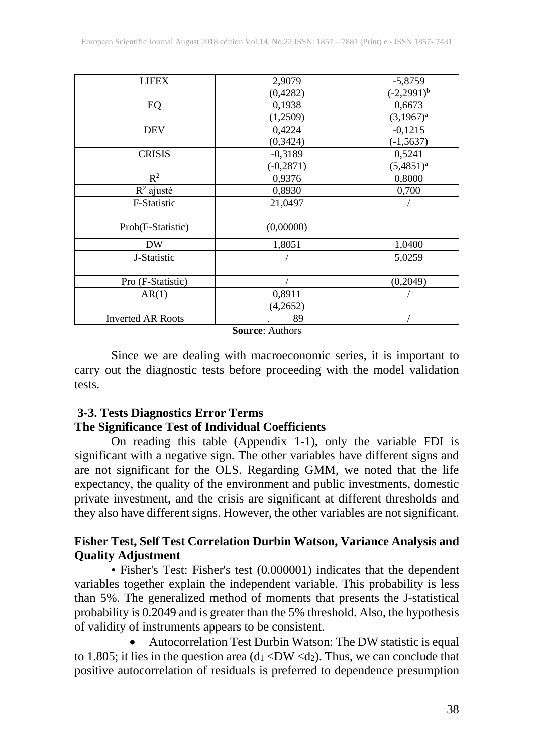| LIFEX | 2,9079<br>(0,4282) | -5,8759<br>(-2,2991)[b] |
|---|---|---|
| EQ | 0,1938<br>(1,2509) | 0,6673<br>(3,1967)[a] |
| DEV | 0,4224<br>(0,3424) | -0,1215<br>(-1,5637) |
| CRISIS | -0,3189<br>(-0,2871) | 0,5241<br>(5,4851)[a] |
| $R^2$ | 0,9376 | 0,8000 |
| $R^2$ ajusté | 0,8930 | 0,700 |
| F-Statistic | 21,0497 | / |
| Prob(F-Statistic) | (0,00000) | |
| DW | 1,8051 | 1,0400 |
| J-Statistic | / | 5,0259 |
| Pro (F-Statistic) | / | (0,2049) |
| AR(1) | 0,8911<br>(4,2652) | / |
| Inverted AR Roots | . 89 | / |

**Source**: Authors

Since we are dealing with macroeconomic series, it is important to carry out the diagnostic tests before proceeding with the model validation tests.

### 3-3. Tests Diagnostics Error Terms

### The Significance Test of Individual Coefficients

On reading this table (Appendix 1-1), only the variable FDI is significant with a negative sign. The other variables have different signs and are not significant for the OLS. Regarding GMM, we noted that the life expectancy, the quality of the environment and public investments, domestic private investment, and the crisis are significant at different thresholds and they also have different signs. However, the other variables are not significant.

### Fisher Test, Self Test Correlation Durbin Watson, Variance Analysis and Quality Adjustment

• Fisher's Test: Fisher's test (0.000001) indicates that the dependent variables together explain the independent variable. This probability is less than 5%. The generalized method of moments that presents the J-statistical probability is 0.2049 and is greater than the 5% threshold. Also, the hypothesis of validity of instruments appears to be consistent.

- Autocorrelation Test Durbin Watson: The DW statistic is equal to 1.805; it lies in the question area ($d_1 < DW < d_2$). Thus, we can conclude that positive autocorrelation of residuals is preferred to dependence presumption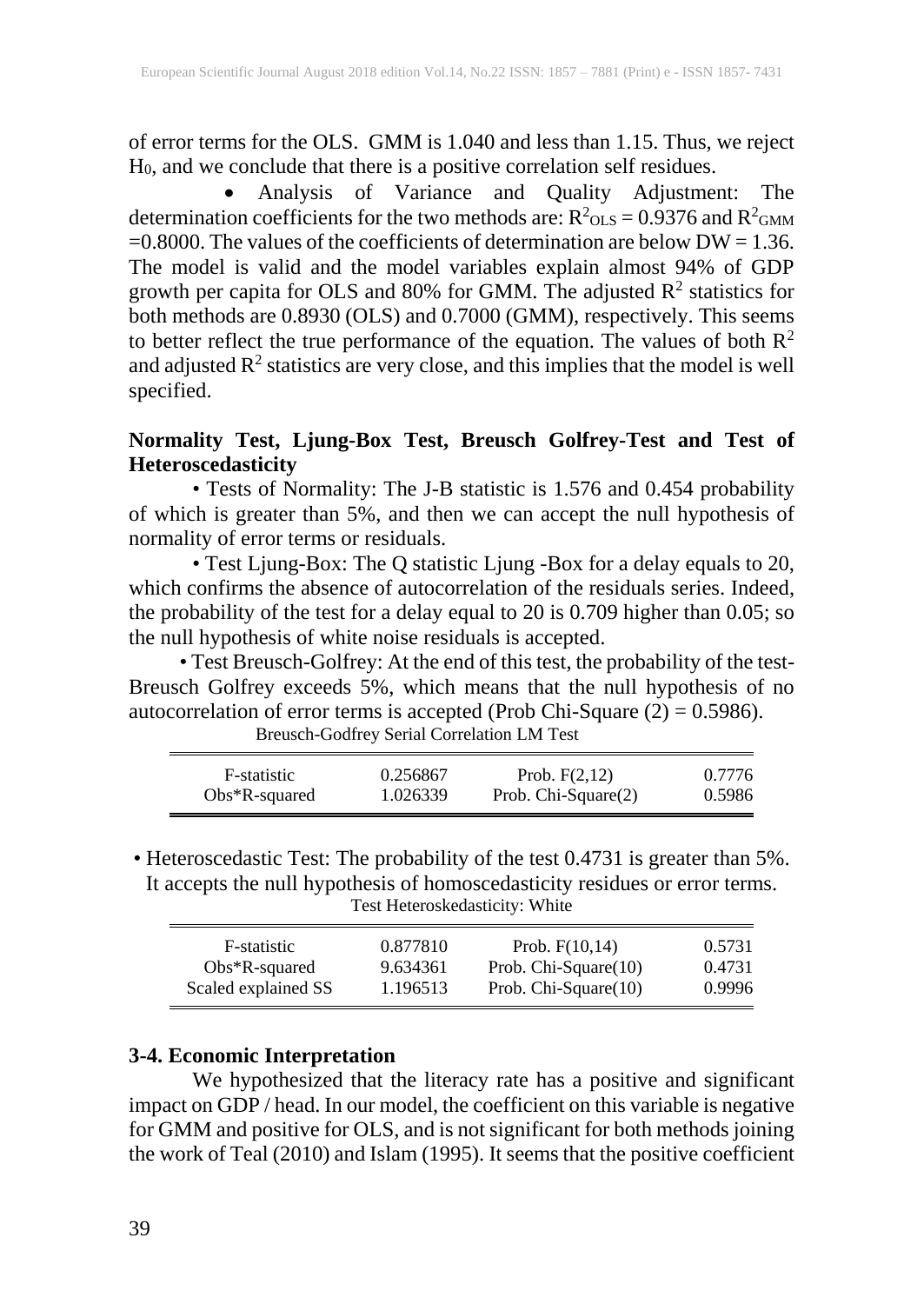of error terms for the OLS. GMM is 1.040 and less than 1.15. Thus, we reject $H_0$, and we conclude that there is a positive correlation self residues.

- Analysis of Variance and Quality Adjustment: The determination coefficients for the two methods are: $R^2_{OLS} = 0.9376$ and $R^2_{GMM} = 0.8000$. The values of the coefficients of determination are below DW = 1.36. The model is valid and the model variables explain almost 94% of GDP growth per capita for OLS and 80% for GMM. The adjusted $R^2$ statistics for both methods are 0.8930 (OLS) and 0.7000 (GMM), respectively. This seems to better reflect the true performance of the equation. The values of both $R^2$ and adjusted $R^2$ statistics are very close, and this implies that the model is well specified.

**Normality Test, Ljung-Box Test, Breusch Golfrey-Test and Test of Heteroscedasticity**

• Tests of Normality: The J-B statistic is 1.576 and 0.454 probability of which is greater than 5%, and then we can accept the null hypothesis of normality of error terms or residuals.

• Test Ljung-Box: The Q statistic Ljung -Box for a delay equals to 20, which confirms the absence of autocorrelation of the residuals series. Indeed, the probability of the test for a delay equal to 20 is 0.709 higher than 0.05; so the null hypothesis of white noise residuals is accepted.

• Test Breusch-Golfrey: At the end of this test, the probability of the test-Breusch Golfrey exceeds 5%, which means that the null hypothesis of no autocorrelation of error terms is accepted (Prob Chi-Square (2) = 0.5986).

Breusch-Godfrey Serial Correlation LM Test

| | | | |
|---|---|---|---|
| F-statistic | 0.256867 | Prob. F(2,12) | 0.7776 |
| Obs*R-squared | 1.026339 | Prob. Chi-Square(2) | 0.5986 |

• Heteroscedastic Test: The probability of the test 0.4731 is greater than 5%. It accepts the null hypothesis of homoscedasticity residues or error terms.

Test Heteroskedasticity: White

| | | | |
|---|---|---|---|
| F-statistic | 0.877810 | Prob. F(10,14) | 0.5731 |
| Obs*R-squared | 9.634361 | Prob. Chi-Square(10) | 0.4731 |
| Scaled explained SS | 1.196513 | Prob. Chi-Square(10) | 0.9996 |

### 3-4. Economic Interpretation

We hypothesized that the literacy rate has a positive and significant impact on GDP / head. In our model, the coefficient on this variable is negative for GMM and positive for OLS, and is not significant for both methods joining the work of Teal (2010) and Islam (1995). It seems that the positive coefficient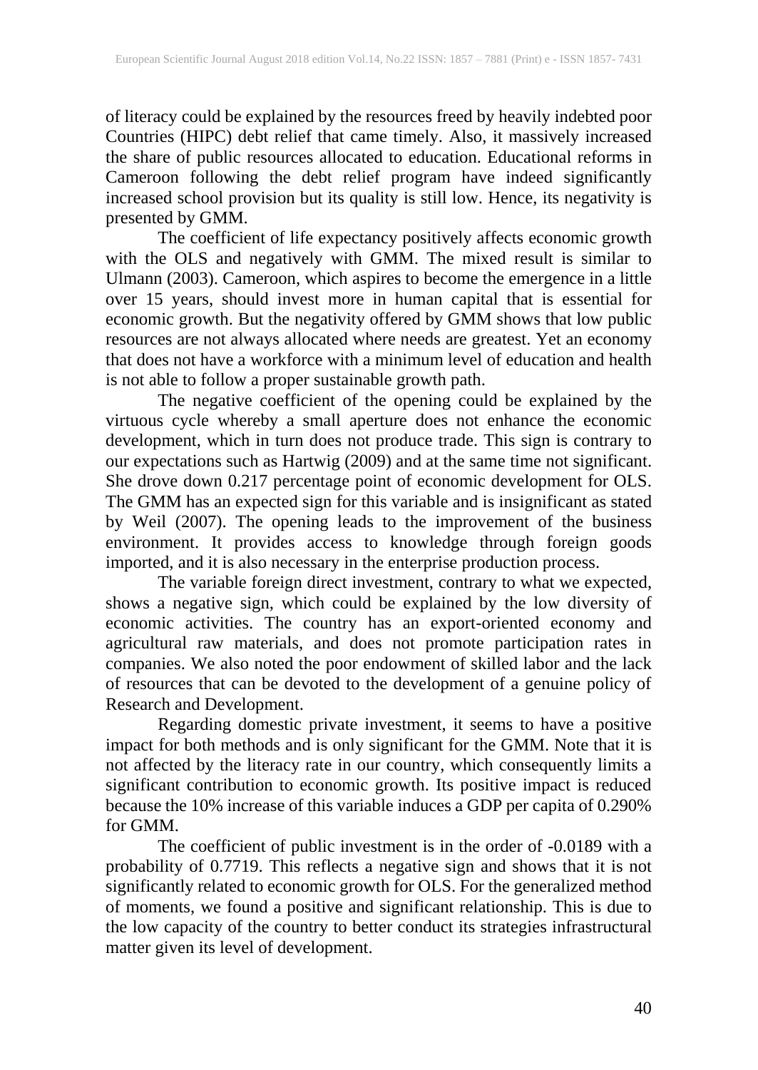of literacy could be explained by the resources freed by heavily indebted poor Countries (HIPC) debt relief that came timely. Also, it massively increased the share of public resources allocated to education. Educational reforms in Cameroon following the debt relief program have indeed significantly increased school provision but its quality is still low. Hence, its negativity is presented by GMM.

The coefficient of life expectancy positively affects economic growth with the OLS and negatively with GMM. The mixed result is similar to Ulmann (2003). Cameroon, which aspires to become the emergence in a little over 15 years, should invest more in human capital that is essential for economic growth. But the negativity offered by GMM shows that low public resources are not always allocated where needs are greatest. Yet an economy that does not have a workforce with a minimum level of education and health is not able to follow a proper sustainable growth path.

The negative coefficient of the opening could be explained by the virtuous cycle whereby a small aperture does not enhance the economic development, which in turn does not produce trade. This sign is contrary to our expectations such as Hartwig (2009) and at the same time not significant. She drove down 0.217 percentage point of economic development for OLS. The GMM has an expected sign for this variable and is insignificant as stated by Weil (2007). The opening leads to the improvement of the business environment. It provides access to knowledge through foreign goods imported, and it is also necessary in the enterprise production process.

The variable foreign direct investment, contrary to what we expected, shows a negative sign, which could be explained by the low diversity of economic activities. The country has an export-oriented economy and agricultural raw materials, and does not promote participation rates in companies. We also noted the poor endowment of skilled labor and the lack of resources that can be devoted to the development of a genuine policy of Research and Development.

Regarding domestic private investment, it seems to have a positive impact for both methods and is only significant for the GMM. Note that it is not affected by the literacy rate in our country, which consequently limits a significant contribution to economic growth. Its positive impact is reduced because the 10% increase of this variable induces a GDP per capita of 0.290% for GMM.

The coefficient of public investment is in the order of -0.0189 with a probability of 0.7719. This reflects a negative sign and shows that it is not significantly related to economic growth for OLS. For the generalized method of moments, we found a positive and significant relationship. This is due to the low capacity of the country to better conduct its strategies infrastructural matter given its level of development.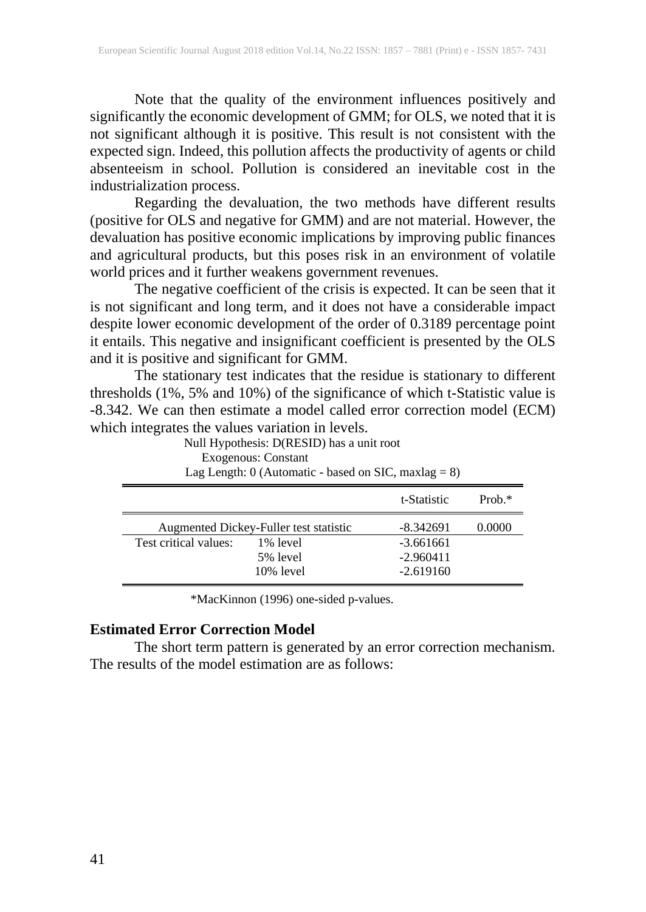Note that the quality of the environment influences positively and significantly the economic development of GMM; for OLS, we noted that it is not significant although it is positive. This result is not consistent with the expected sign. Indeed, this pollution affects the productivity of agents or child absenteeism in school. Pollution is considered an inevitable cost in the industrialization process.

Regarding the devaluation, the two methods have different results (positive for OLS and negative for GMM) and are not material. However, the devaluation has positive economic implications by improving public finances and agricultural products, but this poses risk in an environment of volatile world prices and it further weakens government revenues.

The negative coefficient of the crisis is expected. It can be seen that it is not significant and long term, and it does not have a considerable impact despite lower economic development of the order of 0.3189 percentage point it entails. This negative and insignificant coefficient is presented by the OLS and it is positive and significant for GMM.

The stationary test indicates that the residue is stationary to different thresholds (1%, 5% and 10%) of the significance of which t-Statistic value is -8.342. We can then estimate a model called error correction model (ECM) which integrates the values variation in levels.

Null Hypothesis: D(RESID) has a unit root
Exogenous: Constant
Lag Length: 0 (Automatic - based on SIC, maxlag = 8)

| | | t-Statistic | Prob.* |
|---|---|---|---|
| Augmented Dickey-Fuller test statistic | | -8.342691 | 0.0000 |
| Test critical values: | 1% level | -3.661661 | |
| | 5% level | -2.960411 | |
| | 10% level | -2.619160 | |

*MacKinnon (1996) one-sided p-values.

**Estimated Error Correction Model**

The short term pattern is generated by an error correction mechanism. The results of the model estimation are as follows: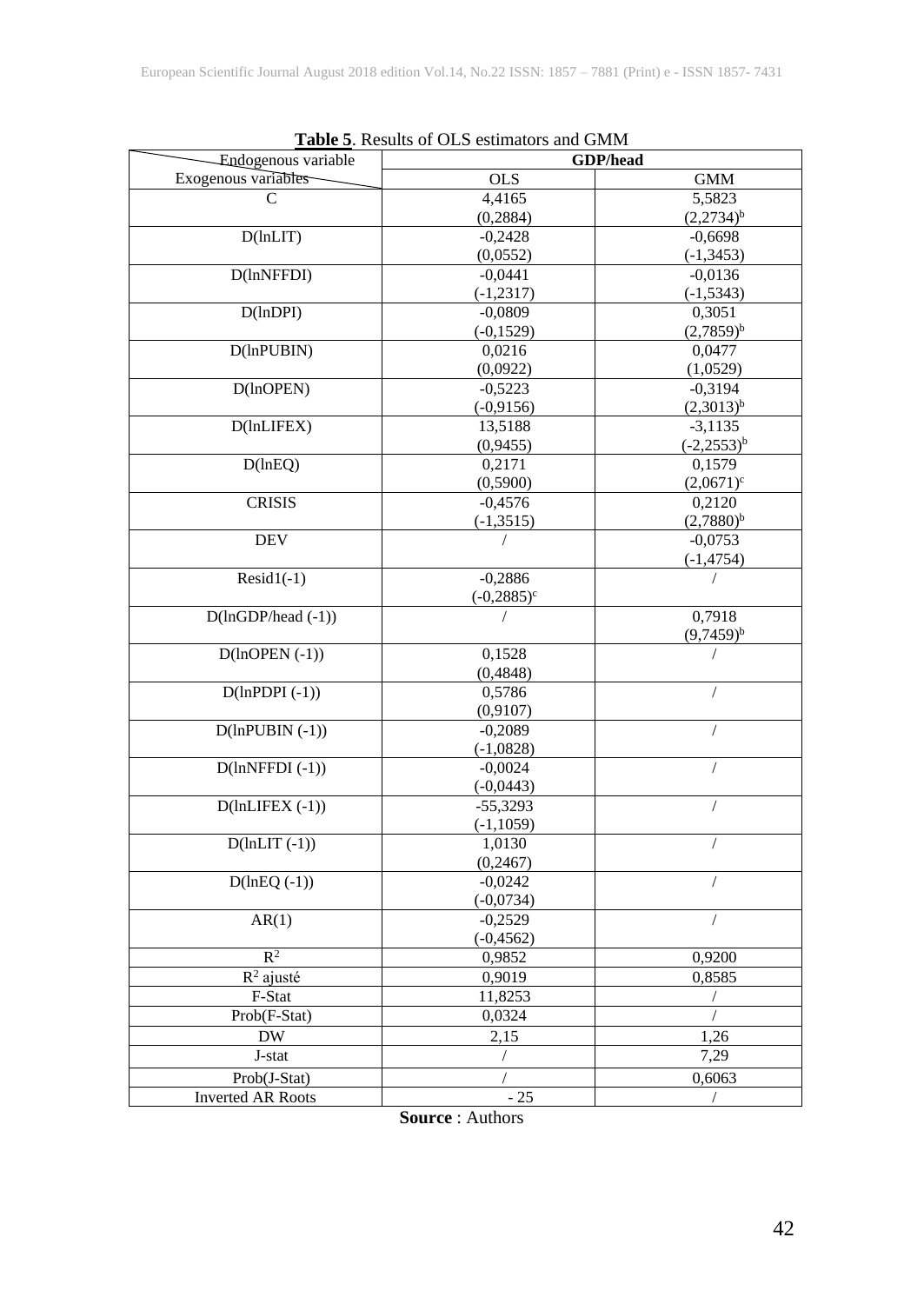**Table 5**. Results of OLS estimators and GMM

| Endogenous variable / Exogenous variables | GDP/head | |
|---|---|---|
| | OLS | GMM |
| C | 4,4165 (0,2884) | 5,5823 $(2,2734)^b$ |
| D(lnLIT) | -0,2428 (0,0552) | -0,6698 (-1,3453) |
| D(lnNFFDI) | -0,0441 (-1,2317) | -0,0136 (-1,5343) |
| D(lnDPI) | -0,0809 (-0,1529) | 0,3051 $(2,7859)^b$ |
| D(lnPUBIN) | 0,0216 (0,0922) | 0,0477 (1,0529) |
| D(lnOPEN) | -0,5223 (-0,9156) | -0,3194 $(2,3013)^b$ |
| D(lnLIFEX) | 13,5188 (0,9455) | -3,1135 $(-2,2553)^b$ |
| D(lnEQ) | 0,2171 (0,5900) | 0,1579 $(2,0671)^c$ |
| CRISIS | -0,4576 (-1,3515) | 0,2120 $(2,7880)^b$ |
| DEV | / | -0,0753 (-1,4754) |
| Resid1(-1) | -0,2886 $(-0,2885)^c$ | / |
| D(lnGDP/head (-1)) | / | 0,7918 $(9,7459)^b$ |
| D(lnOPEN (-1)) | 0,1528 (0,4848) | / |
| D(lnPDPI (-1)) | 0,5786 (0,9107) | / |
| D(lnPUBIN (-1)) | -0,2089 (-1,0828) | / |
| D(lnNFFDI (-1)) | -0,0024 (-0,0443) | / |
| D(lnLIFEX (-1)) | -55,3293 (-1,1059) | / |
| D(lnLIT (-1)) | 1,0130 (0,2467) | / |
| D(lnEQ (-1)) | -0,0242 (-0,0734) | / |
| AR(1) | -0,2529 (-0,4562) | / |
| $R^2$ | 0,9852 | 0,9200 |
| $R^2$ ajusté | 0,9019 | 0,8585 |
| F-Stat | 11,8253 | / |
| Prob(F-Stat) | 0,0324 | / |
| DW | 2,15 | 1,26 |
| J-stat | / | 7,29 |
| Prob(J-Stat) | / | 0,6063 |
| Inverted AR Roots | - 25 | / |

**Source** : Authors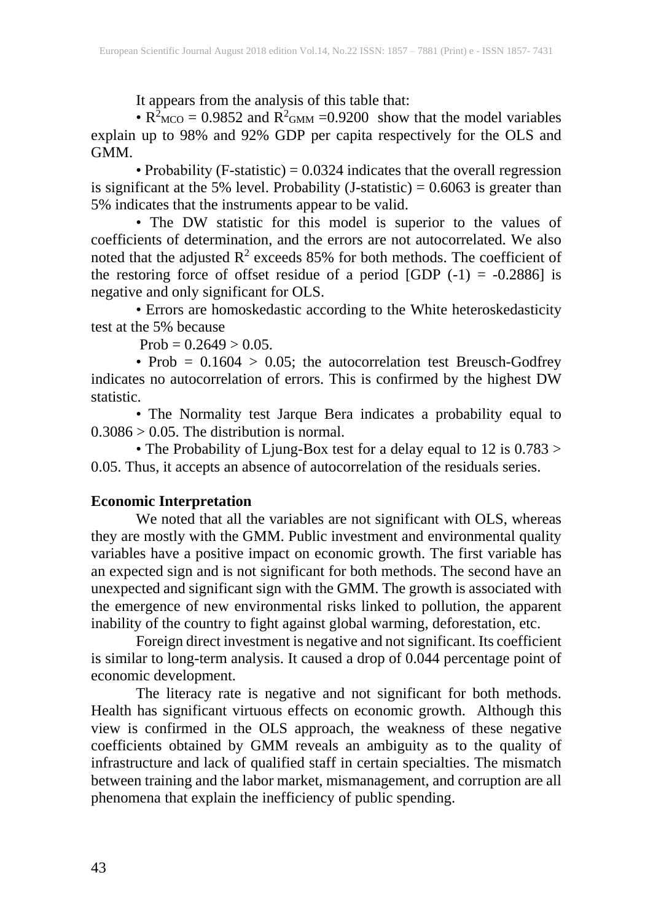It appears from the analysis of this table that:

• $R^2_{MCO} = 0.9852$ and $R^2_{GMM} = 0.9200$ show that the model variables explain up to 98% and 92% GDP per capita respectively for the OLS and GMM.

• Probability (F-statistic) = 0.0324 indicates that the overall regression is significant at the 5% level. Probability (J-statistic) = 0.6063 is greater than 5% indicates that the instruments appear to be valid.

• The DW statistic for this model is superior to the values of coefficients of determination, and the errors are not autocorrelated. We also noted that the adjusted $R^2$ exceeds 85% for both methods. The coefficient of the restoring force of offset residue of a period [GDP (-1) = -0.2886] is negative and only significant for OLS.

• Errors are homoskedastic according to the White heteroskedasticity test at the 5% because

Prob = 0.2649 > 0.05.

• Prob = 0.1604 > 0.05; the autocorrelation test Breusch-Godfrey indicates no autocorrelation of errors. This is confirmed by the highest DW statistic.

• The Normality test Jarque Bera indicates a probability equal to 0.3086 > 0.05. The distribution is normal.

• The Probability of Ljung-Box test for a delay equal to 12 is 0.783 > 0.05. Thus, it accepts an absence of autocorrelation of the residuals series.

**Economic Interpretation**

We noted that all the variables are not significant with OLS, whereas they are mostly with the GMM. Public investment and environmental quality variables have a positive impact on economic growth. The first variable has an expected sign and is not significant for both methods. The second have an unexpected and significant sign with the GMM. The growth is associated with the emergence of new environmental risks linked to pollution, the apparent inability of the country to fight against global warming, deforestation, etc.

Foreign direct investment is negative and not significant. Its coefficient is similar to long-term analysis. It caused a drop of 0.044 percentage point of economic development.

The literacy rate is negative and not significant for both methods. Health has significant virtuous effects on economic growth. Although this view is confirmed in the OLS approach, the weakness of these negative coefficients obtained by GMM reveals an ambiguity as to the quality of infrastructure and lack of qualified staff in certain specialties. The mismatch between training and the labor market, mismanagement, and corruption are all phenomena that explain the inefficiency of public spending.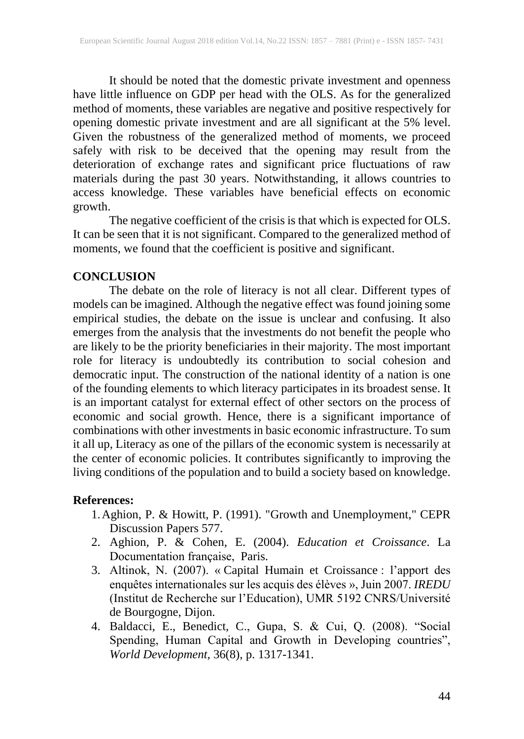It should be noted that the domestic private investment and openness have little influence on GDP per head with the OLS. As for the generalized method of moments, these variables are negative and positive respectively for opening domestic private investment and are all significant at the 5% level. Given the robustness of the generalized method of moments, we proceed safely with risk to be deceived that the opening may result from the deterioration of exchange rates and significant price fluctuations of raw materials during the past 30 years. Notwithstanding, it allows countries to access knowledge. These variables have beneficial effects on economic growth.

The negative coefficient of the crisis is that which is expected for OLS. It can be seen that it is not significant. Compared to the generalized method of moments, we found that the coefficient is positive and significant.

## CONCLUSION

The debate on the role of literacy is not all clear. Different types of models can be imagined. Although the negative effect was found joining some empirical studies, the debate on the issue is unclear and confusing. It also emerges from the analysis that the investments do not benefit the people who are likely to be the priority beneficiaries in their majority. The most important role for literacy is undoubtedly its contribution to social cohesion and democratic input. The construction of the national identity of a nation is one of the founding elements to which literacy participates in its broadest sense. It is an important catalyst for external effect of other sectors on the process of economic and social growth. Hence, there is a significant importance of combinations with other investments in basic economic infrastructure. To sum it all up, Literacy as one of the pillars of the economic system is necessarily at the center of economic policies. It contributes significantly to improving the living conditions of the population and to build a society based on knowledge.

## References:

1. Aghion, P. & Howitt, P. (1991). "Growth and Unemployment," CEPR Discussion Papers 577.
2. Aghion, P. & Cohen, E. (2004). *Education et Croissance*. La Documentation française, Paris.
3. Altinok, N. (2007). « Capital Humain et Croissance : l'apport des enquêtes internationales sur les acquis des élèves », Juin 2007. *IREDU* (Institut de Recherche sur l'Education), UMR 5192 CNRS/Université de Bourgogne, Dijon.
4. Baldacci, E., Benedict, C., Gupa, S. & Cui, Q. (2008). "Social Spending, Human Capital and Growth in Developing countries", *World Development*, 36(8), p. 1317-1341.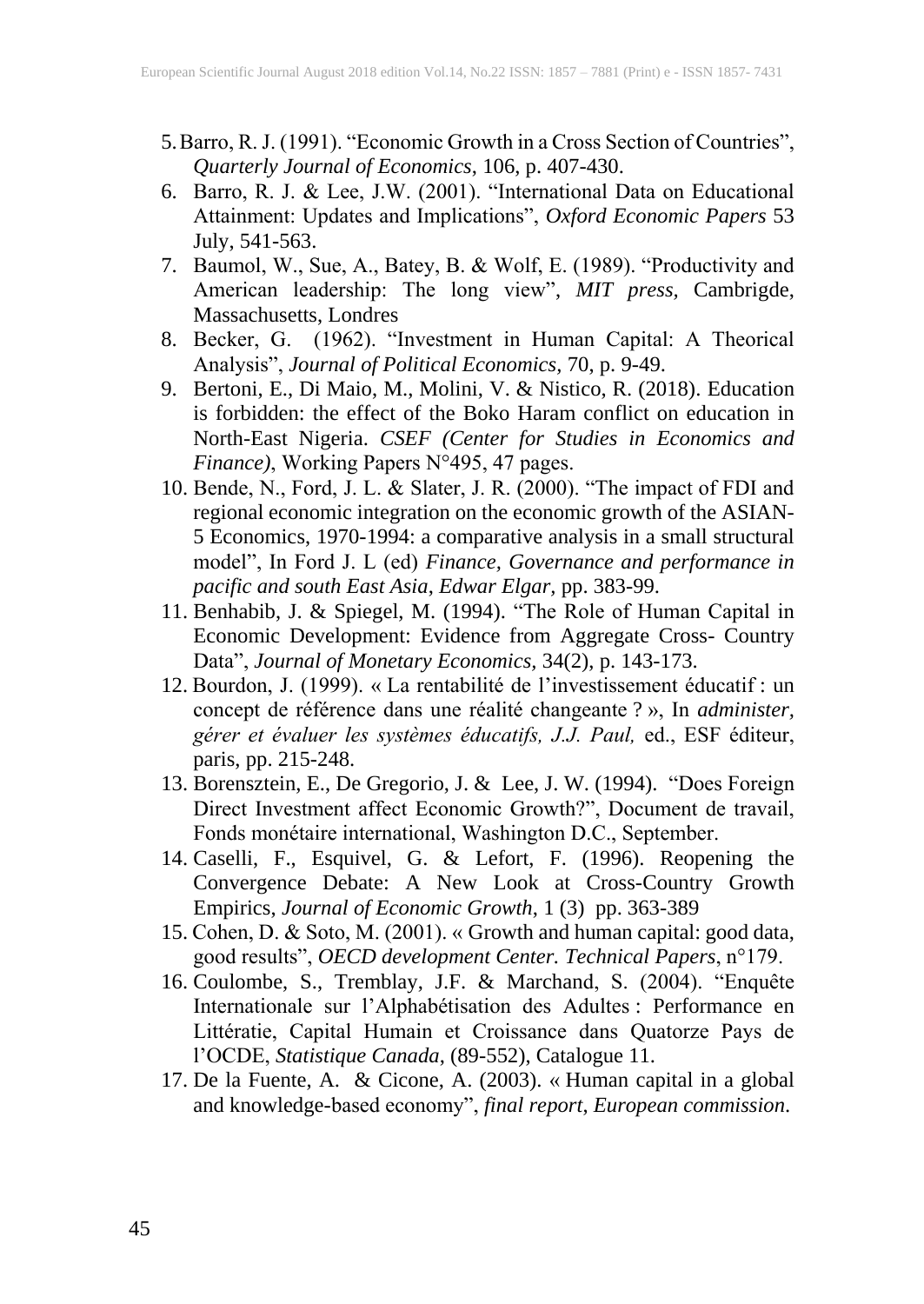5. Barro, R. J. (1991). “Economic Growth in a Cross Section of Countries”, *Quarterly Journal of Economics*, 106, p. 407-430.
6. Barro, R. J. & Lee, J.W. (2001). “International Data on Educational Attainment: Updates and Implications”, *Oxford Economic Papers* 53 July, 541-563.
7. Baumol, W., Sue, A., Batey, B. & Wolf, E. (1989). “Productivity and American leadership: The long view”, *MIT press,* Cambrigde, Massachusetts, Londres
8. Becker, G. (1962). “Investment in Human Capital: A Theorical Analysis”, *Journal of Political Economics*, 70, p. 9-49.
9. Bertoni, E., Di Maio, M., Molini, V. & Nistico, R. (2018). Education is forbidden: the effect of the Boko Haram conflict on education in North-East Nigeria. *CSEF (Center for Studies in Economics and Finance)*, Working Papers N°495, 47 pages.
10. Bende, N., Ford, J. L. & Slater, J. R. (2000). “The impact of FDI and regional economic integration on the economic growth of the ASIAN-5 Economics, 1970-1994: a comparative analysis in a small structural model”, In Ford J. L (ed) *Finance, Governance and performance in pacific and south East Asia*, *Edwar Elgar,* pp. 383-99.
11. Benhabib, J. & Spiegel, M. (1994). “The Role of Human Capital in Economic Development: Evidence from Aggregate Cross- Country Data”, *Journal of Monetary Economics*, 34(2), p. 143-173.
12. Bourdon, J. (1999). « La rentabilité de l’investissement éducatif : un concept de référence dans une réalité changeante ? », In *administer, gérer et évaluer les systèmes éducatifs, J.J. Paul,* ed., ESF éditeur, paris, pp. 215-248.
13. Borensztein, E., De Gregorio, J. & Lee, J. W. (1994). “Does Foreign Direct Investment affect Economic Growth?”, Document de travail, Fonds monétaire international, Washington D.C., September.
14. Caselli, F., Esquivel, G. & Lefort, F. (1996). Reopening the Convergence Debate: A New Look at Cross-Country Growth Empirics, *Journal of Economic Growth*, 1 (3) pp. 363-389
15. Cohen, D. & Soto, M. (2001). « Growth and human capital: good data, good results”, *OECD development Center. Technical Papers*, n°179.
16. Coulombe, S., Tremblay, J.F. & Marchand, S. (2004). “Enquête Internationale sur l’Alphabétisation des Adultes : Performance en Littératie, Capital Humain et Croissance dans Quatorze Pays de l’OCDE, *Statistique Canada*, (89-552), Catalogue 11.
17. De la Fuente, A. & Cicone, A. (2003). « Human capital in a global and knowledge-based economy”, *final report, European commission.*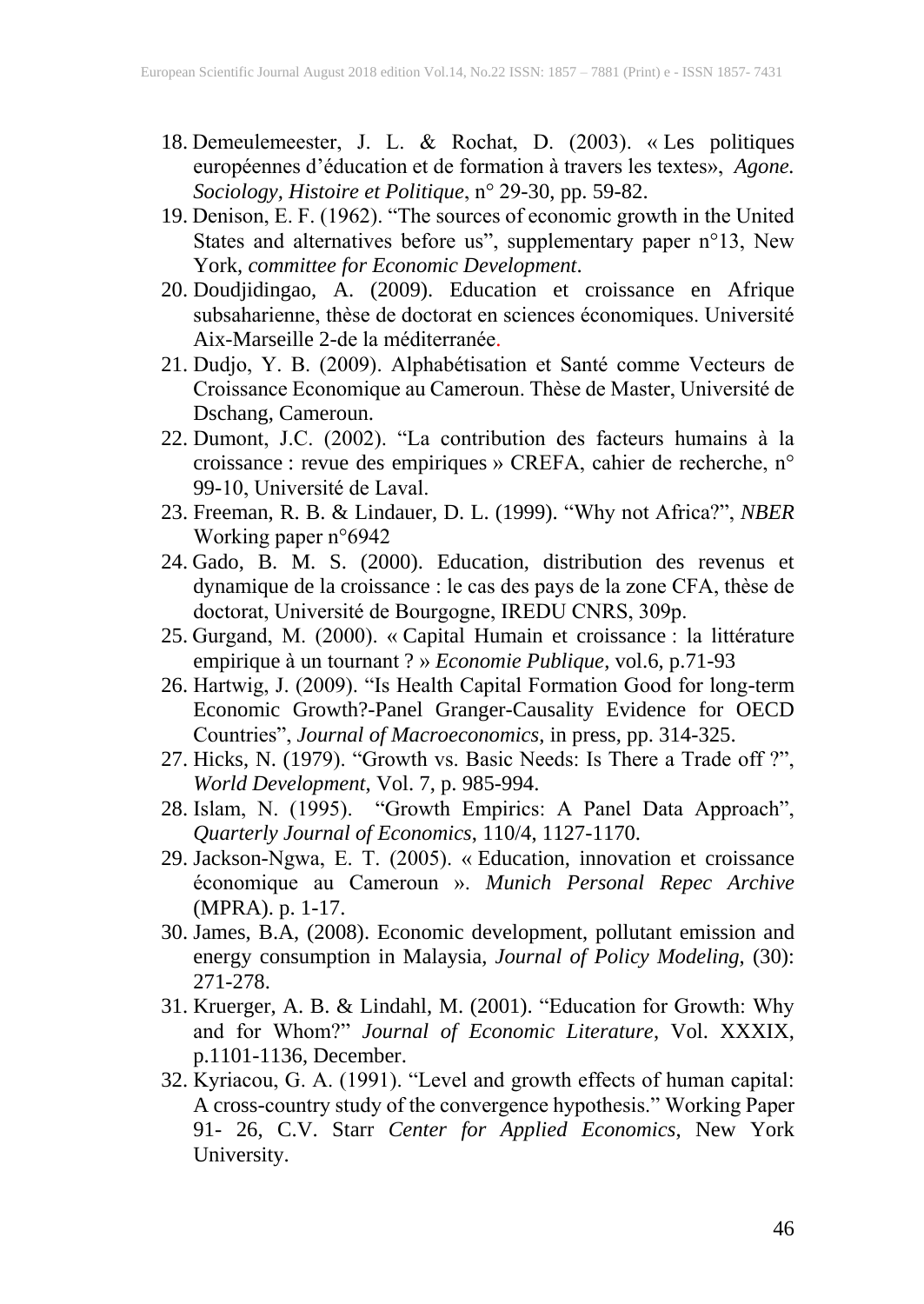18. Demeulemeester, J. L. & Rochat, D. (2003). « Les politiques européennes d'éducation et de formation à travers les textes», *Agone. Sociology, Histoire et Politique*, n° 29-30, pp. 59-82.
19. Denison, E. F. (1962). "The sources of economic growth in the United States and alternatives before us", supplementary paper n°13, New York, *committee for Economic Development*.
20. Doudjidingao, A. (2009). Education et croissance en Afrique subsaharienne, thèse de doctorat en sciences économiques. Université Aix-Marseille 2-de la méditerranée.
21. Dudjo, Y. B. (2009). Alphabétisation et Santé comme Vecteurs de Croissance Economique au Cameroun. Thèse de Master, Université de Dschang, Cameroun.
22. Dumont, J.C. (2002). "La contribution des facteurs humains à la croissance : revue des empiriques » CREFA, cahier de recherche, n° 99-10, Université de Laval.
23. Freeman, R. B. & Lindauer, D. L. (1999). "Why not Africa?", *NBER* Working paper n°6942
24. Gado, B. M. S. (2000). Education, distribution des revenus et dynamique de la croissance : le cas des pays de la zone CFA, thèse de doctorat, Université de Bourgogne, IREDU CNRS, 309p.
25. Gurgand, M. (2000). « Capital Humain et croissance : la littérature empirique à un tournant ? » *Economie Publique*, vol.6, p.71-93
26. Hartwig, J. (2009). "Is Health Capital Formation Good for long-term Economic Growth?-Panel Granger-Causality Evidence for OECD Countries", *Journal of Macroeconomics*, in press, pp. 314-325.
27. Hicks, N. (1979). "Growth vs. Basic Needs: Is There a Trade off ?", *World Development*, Vol. 7, p. 985-994.
28. Islam, N. (1995). "Growth Empirics: A Panel Data Approach", *Quarterly Journal of Economics*, 110/4, 1127-1170.
29. Jackson-Ngwa, E. T. (2005). « Education, innovation et croissance économique au Cameroun ». *Munich Personal Repec Archive* (MPRA). p. 1-17.
30. James, B.A, (2008). Economic development, pollutant emission and energy consumption in Malaysia, *Journal of Policy Modeling*, (30): 271-278.
31. Kruerger, A. B. & Lindahl, M. (2001). "Education for Growth: Why and for Whom?" *Journal of Economic Literature*, Vol. XXXIX, p.1101-1136, December.
32. Kyriacou, G. A. (1991). "Level and growth effects of human capital: A cross-country study of the convergence hypothesis." Working Paper 91- 26, C.V. Starr *Center for Applied Economics*, New York University.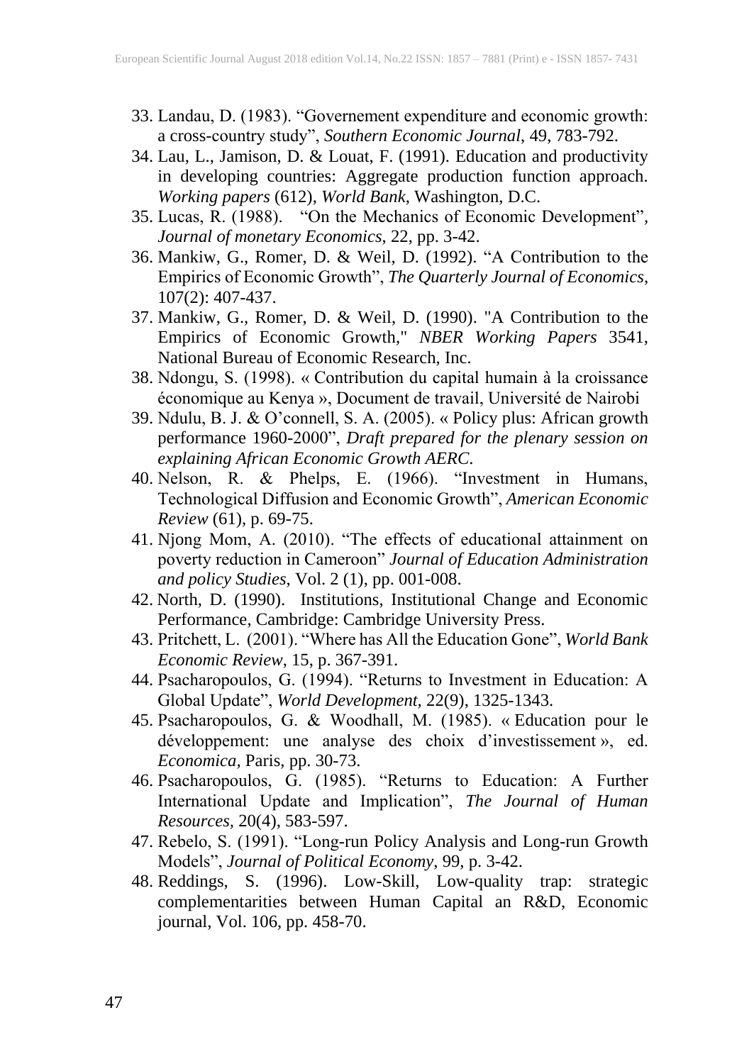33. Landau, D. (1983). "Governement expenditure and economic growth: a cross-country study", *Southern Economic Journal*, 49, 783-792.
34. Lau, L., Jamison, D. & Louat, F. (1991). Education and productivity in developing countries: Aggregate production function approach. *Working papers* (612), *World Bank*, Washington, D.C.
35. Lucas, R. (1988). "On the Mechanics of Economic Development", *Journal of monetary Economics*, 22, pp. 3-42.
36. Mankiw, G., Romer, D. & Weil, D. (1992). "A Contribution to the Empirics of Economic Growth", *The Quarterly Journal of Economics*, 107(2): 407-437.
37. Mankiw, G., Romer, D. & Weil, D. (1990). "A Contribution to the Empirics of Economic Growth," *NBER Working Papers* 3541, National Bureau of Economic Research, Inc.
38. Ndongu, S. (1998). « Contribution du capital humain à la croissance économique au Kenya », Document de travail, Université de Nairobi
39. Ndulu, B. J. & O'connell, S. A. (2005). « Policy plus: African growth performance 1960-2000", *Draft prepared for the plenary session on explaining African Economic Growth AERC.*
40. Nelson, R. & Phelps, E. (1966). "Investment in Humans, Technological Diffusion and Economic Growth", *American Economic Review* (61), p. 69-75.
41. Njong Mom, A. (2010). "The effects of educational attainment on poverty reduction in Cameroon" *Journal of Education Administration and policy Studies*, Vol. 2 (1), pp. 001-008.
42. North, D. (1990). Institutions, Institutional Change and Economic Performance, Cambridge: Cambridge University Press.
43. Pritchett, L. (2001). "Where has All the Education Gone", *World Bank Economic Review*, 15, p. 367-391.
44. Psacharopoulos, G. (1994). "Returns to Investment in Education: A Global Update", *World Development*, 22(9), 1325-1343.
45. Psacharopoulos, G. & Woodhall, M. (1985). « Education pour le développement: une analyse des choix d'investissement », ed. *Economica*, Paris, pp. 30-73.
46. Psacharopoulos, G. (1985). "Returns to Education: A Further International Update and Implication", *The Journal of Human Resources*, 20(4), 583-597.
47. Rebelo, S. (1991). "Long-run Policy Analysis and Long-run Growth Models", *Journal of Political Economy*, 99, p. 3-42.
48. Reddings, S. (1996). Low-Skill, Low-quality trap: strategic complementarities between Human Capital an R&D, Economic journal, Vol. 106, pp. 458-70.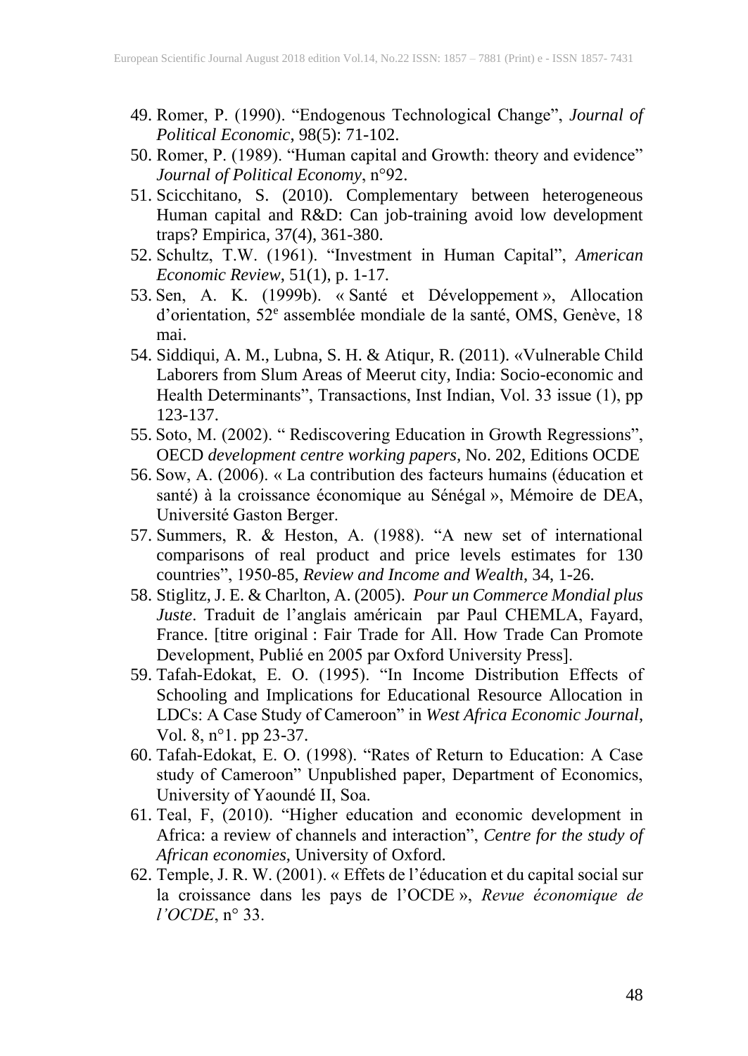49. Romer, P. (1990). "Endogenous Technological Change", *Journal of Political Economic*, 98(5): 71-102.
50. Romer, P. (1989). "Human capital and Growth: theory and evidence" *Journal of Political Economy*, n°92.
51. Scicchitano, S. (2010). Complementary between heterogeneous Human capital and R&D: Can job-training avoid low development traps? Empirica, 37(4), 361-380.
52. Schultz, T.W. (1961). "Investment in Human Capital", *American Economic Review*, 51(1), p. 1-17.
53. Sen, A. K. (1999b). « Santé et Développement », Allocation d'orientation, 52e assemblée mondiale de la santé, OMS, Genève, 18 mai.
54. Siddiqui, A. M., Lubna, S. H. & Atiqur, R. (2011). «Vulnerable Child Laborers from Slum Areas of Meerut city, India: Socio-economic and Health Determinants", Transactions, Inst Indian, Vol. 33 issue (1), pp 123-137.
55. Soto, M. (2002). " Rediscovering Education in Growth Regressions", OECD *development centre working papers,* No. 202, Editions OCDE
56. Sow, A. (2006). « La contribution des facteurs humains (éducation et santé) à la croissance économique au Sénégal », Mémoire de DEA, Université Gaston Berger.
57. Summers, R. & Heston, A. (1988). "A new set of international comparisons of real product and price levels estimates for 130 countries", 1950-85, *Review and Income and Wealth*, 34, 1-26.
58. Stiglitz, J. E. & Charlton, A. (2005). *Pour un Commerce Mondial plus Juste*. Traduit de l'anglais américain par Paul CHEMLA, Fayard, France. [titre original : Fair Trade for All. How Trade Can Promote Development, Publié en 2005 par Oxford University Press].
59. Tafah-Edokat, E. O. (1995). "In Income Distribution Effects of Schooling and Implications for Educational Resource Allocation in LDCs: A Case Study of Cameroon" in *West Africa Economic Journal*, Vol. 8, n°1. pp 23-37.
60. Tafah-Edokat, E. O. (1998). "Rates of Return to Education: A Case study of Cameroon" Unpublished paper, Department of Economics, University of Yaoundé II, Soa.
61. Teal, F, (2010). "Higher education and economic development in Africa: a review of channels and interaction", *Centre for the study of African economies*, University of Oxford.
62. Temple, J. R. W. (2001). « Effets de l'éducation et du capital social sur la croissance dans les pays de l'OCDE », *Revue économique de l'OCDE*, n° 33.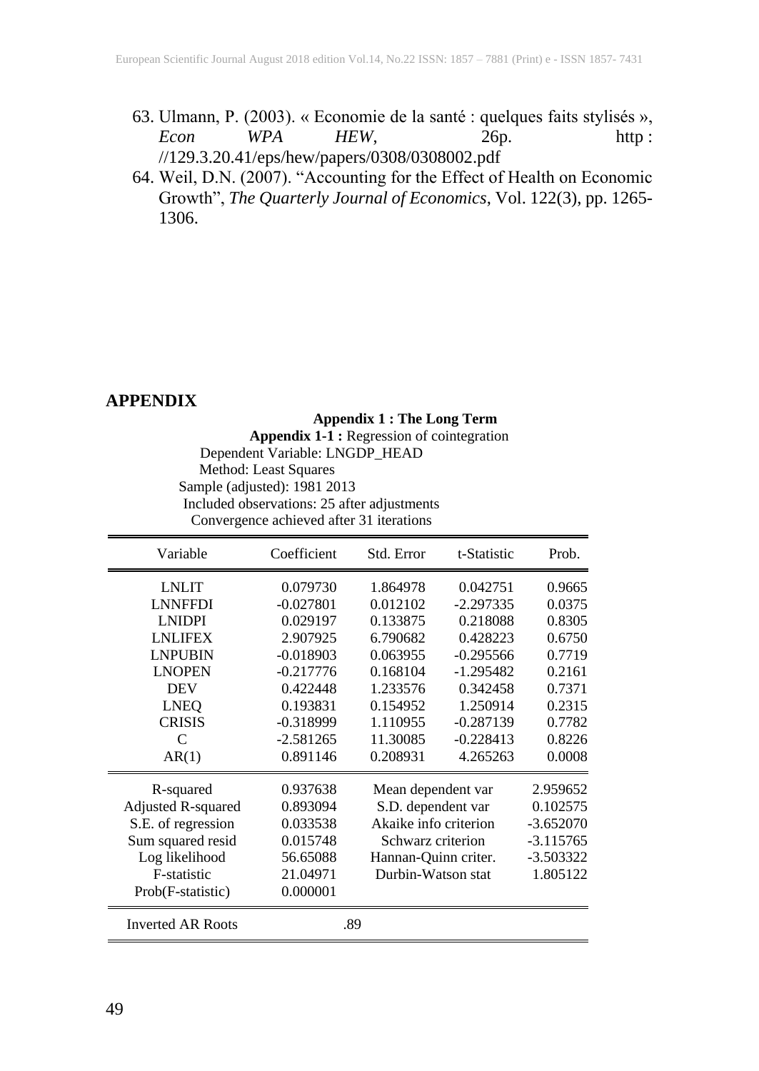63. Ulmann, P. (2003). « Economie de la santé : quelques faits stylisés », *Econ WPA HEW*, 26p. http : //129.3.20.41/eps/hew/papers/0308/0308002.pdf
64. Weil, D.N. (2007). "Accounting for the Effect of Health on Economic Growth", *The Quarterly Journal of Economics*, Vol. 122(3), pp. 1265-1306.

## APPENDIX

**Appendix 1 : The Long Term**

**Appendix 1-1 :** Regression of cointegration

Dependent Variable: LNGDP_HEAD
Method: Least Squares
Sample (adjusted): 1981 2013
Included observations: 25 after adjustments
Convergence achieved after 31 iterations

| Variable | Coefficient | Std. Error | t-Statistic | Prob. |
|---|---|---|---|---|
| LNLIT | 0.079730 | 1.864978 | 0.042751 | 0.9665 |
| LNNFFDI | -0.027801 | 0.012102 | -2.297335 | 0.0375 |
| LNIDPI | 0.029197 | 0.133875 | 0.218088 | 0.8305 |
| LNLIFEX | 2.907925 | 6.790682 | 0.428223 | 0.6750 |
| LNPUBIN | -0.018903 | 0.063955 | -0.295566 | 0.7719 |
| LNOPEN | -0.217776 | 0.168104 | -1.295482 | 0.2161 |
| DEV | 0.422448 | 1.233576 | 0.342458 | 0.7371 |
| LNEQ | 0.193831 | 0.154952 | 1.250914 | 0.2315 |
| CRISIS | -0.318999 | 1.110955 | -0.287139 | 0.7782 |
| C | -2.581265 | 11.30085 | -0.228413 | 0.8226 |
| AR(1) | 0.891146 | 0.208931 | 4.265263 | 0.0008 |
| R-squared | 0.937638 | Mean dependent var | | 2.959652 |
| Adjusted R-squared | 0.893094 | S.D. dependent var | | 0.102575 |
| S.E. of regression | 0.033538 | Akaike info criterion | | -3.652070 |
| Sum squared resid | 0.015748 | Schwarz criterion | | -3.115765 |
| Log likelihood | 56.65088 | Hannan-Quinn criter. | | -3.503322 |
| F-statistic | 21.04971 | Durbin-Watson stat | | 1.805122 |
| Prob(F-statistic) | 0.000001 | | | |
| Inverted AR Roots | .89 | | | |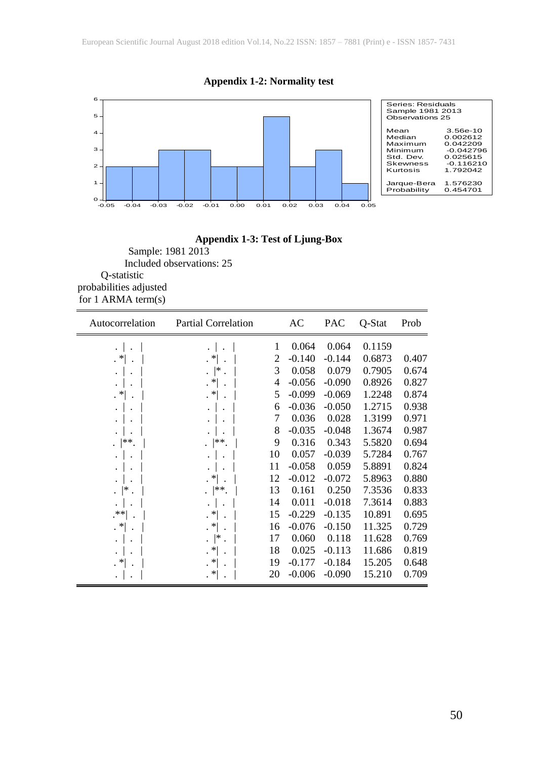**Appendix 1-2: Normality test**

| Series: Residuals | |
|---|---|
| Sample 1981 2013 | |
| Observations 25 | |
| Mean | 3.56e-10 |
| Median | 0.002612 |
| Maximum | 0.042209 |
| Minimum | -0.042796 |
| Std. Dev. | 0.025615 |
| Skewness | -0.116210 |
| Kurtosis | 1.792042 |
| Jarque-Bera | 1.576230 |
| Probability | 0.454701 |

**Appendix 1-3: Test of Ljung-Box**

Sample: 1981 2013
Included observations: 25
Q-statistic probabilities adjusted for 1 ARMA term(s)

| Autocorrelation | Partial Correlation | | AC | PAC | Q-Stat | Prob |
|---|---|---|---|---|---|---|
| . \| . \| | . \| . \| | 1 | 0.064 | 0.064 | 0.1159 | |
| . *\| . \| | . *\| . \| | 2 | -0.140 | -0.144 | 0.6873 | 0.407 |
| . \| . \| | . \|* . \| | 3 | 0.058 | 0.079 | 0.7905 | 0.674 |
| . \| . \| | . *\| . \| | 4 | -0.056 | -0.090 | 0.8926 | 0.827 |
| . *\| . \| | . *\| . \| | 5 | -0.099 | -0.069 | 1.2248 | 0.874 |
| . \| . \| | . \| . \| | 6 | -0.036 | -0.050 | 1.2715 | 0.938 |
| . \| . \| | . \| . \| | 7 | 0.036 | 0.028 | 1.3199 | 0.971 |
| . \| . \| | . \| . \| | 8 | -0.035 | -0.048 | 1.3674 | 0.987 |
| . \|** . \| | . \|** . \| | 9 | 0.316 | 0.343 | 5.5820 | 0.694 |
| . \| . \| | . \| . \| | 10 | 0.057 | -0.039 | 5.7284 | 0.767 |
| . \| . \| | . \| . \| | 11 | -0.058 | 0.059 | 5.8891 | 0.824 |
| . \| . \| | . *\| . \| | 12 | -0.012 | -0.072 | 5.8963 | 0.880 |
| . \|* . \| | . \|** . \| | 13 | 0.161 | 0.250 | 7.3536 | 0.833 |
| . \| . \| | . \| . \| | 14 | 0.011 | -0.018 | 7.3614 | 0.883 |
| .**\| . \| | . *\| . \| | 15 | -0.229 | -0.135 | 10.891 | 0.695 |
| . *\| . \| | . *\| . \| | 16 | -0.076 | -0.150 | 11.325 | 0.729 |
| . \| . \| | . \|* . \| | 17 | 0.060 | 0.118 | 11.628 | 0.769 |
| . \| . \| | . *\| . \| | 18 | 0.025 | -0.113 | 11.686 | 0.819 |
| . *\| . \| | . *\| . \| | 19 | -0.177 | -0.184 | 15.205 | 0.648 |
| . \| . \| | . *\| . \| | 20 | -0.006 | -0.090 | 15.210 | 0.709 |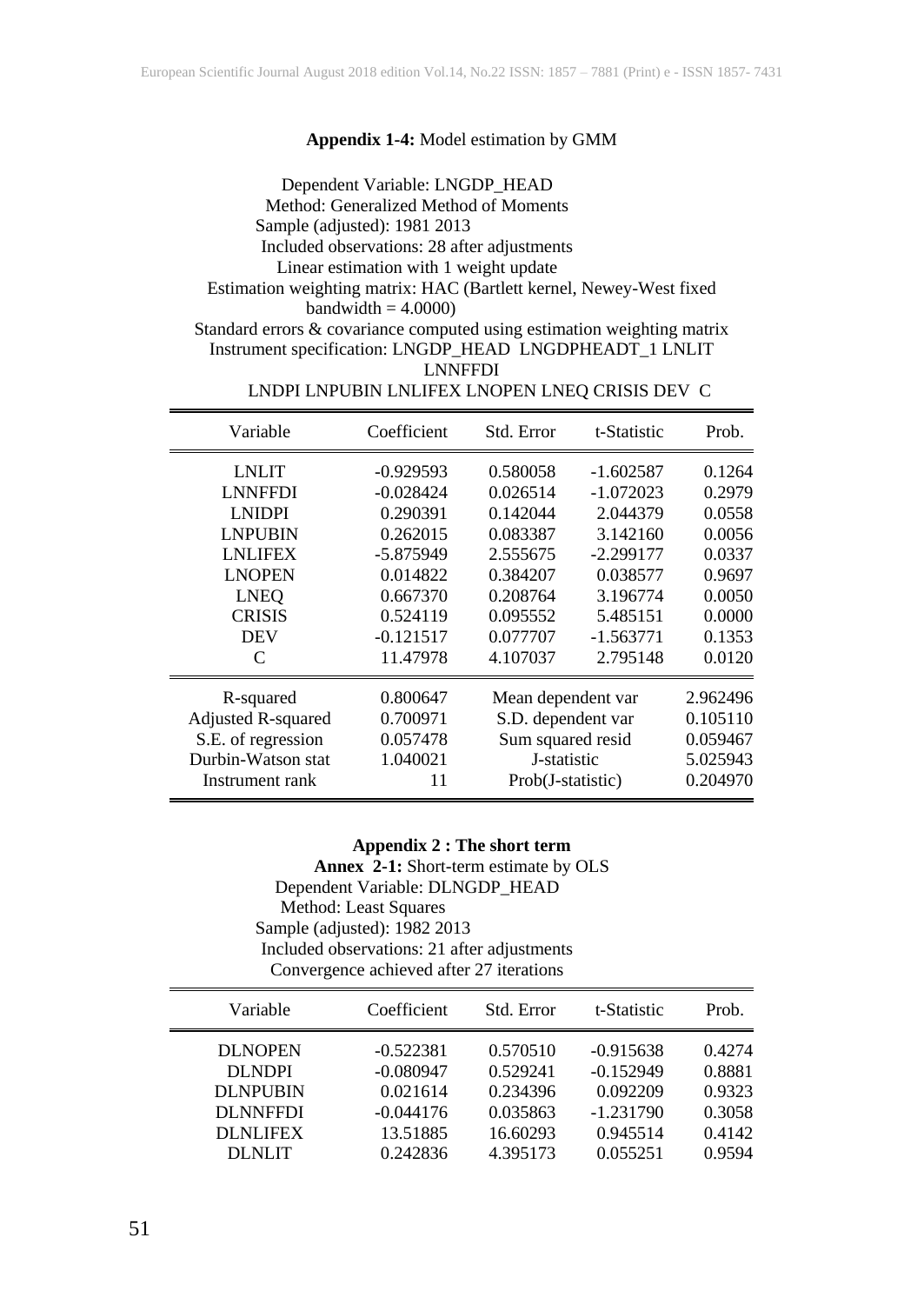**Appendix 1-4:** Model estimation by GMM

Dependent Variable: LNGDP_HEAD
Method: Generalized Method of Moments
Sample (adjusted): 1981 2013
Included observations: 28 after adjustments
Linear estimation with 1 weight update
Estimation weighting matrix: HAC (Bartlett kernel, Newey-West fixed bandwidth = 4.0000)
Standard errors & covariance computed using estimation weighting matrix
Instrument specification: LNGDP_HEAD LNGDPHEADT_1 LNLIT LNNFFDI
LNDPI LNPUBIN LNLIFEX LNOPEN LNEQ CRISIS DEV C

| Variable | Coefficient | Std. Error | t-Statistic | Prob. |
|---|---|---|---|---|
| LNLIT | -0.929593 | 0.580058 | -1.602587 | 0.1264 |
| LNNFFDI | -0.028424 | 0.026514 | -1.072023 | 0.2979 |
| LNIDPI | 0.290391 | 0.142044 | 2.044379 | 0.0558 |
| LNPUBIN | 0.262015 | 0.083387 | 3.142160 | 0.0056 |
| LNLIFEX | -5.875949 | 2.555675 | -2.299177 | 0.0337 |
| LNOPEN | 0.014822 | 0.384207 | 0.038577 | 0.9697 |
| LNEQ | 0.667370 | 0.208764 | 3.196774 | 0.0050 |
| CRISIS | 0.524119 | 0.095552 | 5.485151 | 0.0000 |
| DEV | -0.121517 | 0.077707 | -1.563771 | 0.1353 |
| C | 11.47978 | 4.107037 | 2.795148 | 0.0120 |
| R-squared | 0.800647 | Mean dependent var | | 2.962496 |
| Adjusted R-squared | 0.700971 | S.D. dependent var | | 0.105110 |
| S.E. of regression | 0.057478 | Sum squared resid | | 0.059467 |
| Durbin-Watson stat | 1.040021 | J-statistic | | 5.025943 |
| Instrument rank | 11 | Prob(J-statistic) | | 0.204970 |

**Appendix 2 : The short term**

**Annex 2-1:** Short-term estimate by OLS
Dependent Variable: DLNGDP_HEAD
Method: Least Squares
Sample (adjusted): 1982 2013
Included observations: 21 after adjustments
Convergence achieved after 27 iterations

| Variable | Coefficient | Std. Error | t-Statistic | Prob. |
|---|---|---|---|---|
| DLNOPEN | -0.522381 | 0.570510 | -0.915638 | 0.4274 |
| DLNDPI | -0.080947 | 0.529241 | -0.152949 | 0.8881 |
| DLNPUBIN | 0.021614 | 0.234396 | 0.092209 | 0.9323 |
| DLNNFFDI | -0.044176 | 0.035863 | -1.231790 | 0.3058 |
| DLNLIFEX | 13.51885 | 16.60293 | 0.945514 | 0.4142 |
| DLNLIT | 0.242836 | 4.395173 | 0.055251 | 0.9594 |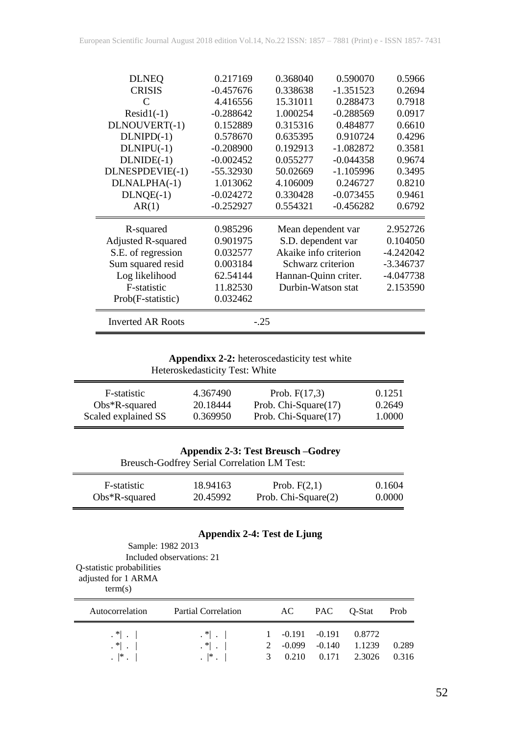| DLNEQ | 0.217169 | 0.368040 | 0.590070 | 0.5966 |
|---|---|---|---|---|
| CRISIS | -0.457676 | 0.338638 | -1.351523 | 0.2694 |
| C | 4.416556 | 15.31011 | 0.288473 | 0.7918 |
| Resid1(-1) | -0.288642 | 1.000254 | -0.288569 | 0.0917 |
| DLNOUVERT(-1) | 0.152889 | 0.315316 | 0.484877 | 0.6610 |
| DLNIPD(-1) | 0.578670 | 0.635395 | 0.910724 | 0.4296 |
| DLNIPU(-1) | -0.208900 | 0.192913 | -1.082872 | 0.3581 |
| DLNIDE(-1) | -0.002452 | 0.055277 | -0.044358 | 0.9674 |
| DLNESPDEVIE(-1) | -55.32930 | 50.02669 | -1.105996 | 0.3495 |
| DLNALPHA(-1) | 1.013062 | 4.106009 | 0.246727 | 0.8210 |
| DLNQE(-1) | -0.024272 | 0.330428 | -0.073455 | 0.9461 |
| AR(1) | -0.252927 | 0.554321 | -0.456282 | 0.6792 |

| R-squared | 0.985296 | Mean dependent var | 2.952726 |
|---|---|---|---|
| Adjusted R-squared | 0.901975 | S.D. dependent var | 0.104050 |
| S.E. of regression | 0.032577 | Akaike info criterion | -4.242042 |
| Sum squared resid | 0.003184 | Schwarz criterion | -3.346737 |
| Log likelihood | 62.54144 | Hannan-Quinn criter. | -4.047738 |
| F-statistic | 11.82530 | Durbin-Watson stat | 2.153590 |
| Prob(F-statistic) | 0.032462 | | |

| Inverted AR Roots | -.25 |
|---|---|

**Appendixx 2-2:** heteroscedasticity test white

Heteroskedasticity Test: White

| F-statistic | 4.367490 | Prob. F(17,3) | 0.1251 |
|---|---|---|---|
| Obs*R-squared | 20.18444 | Prob. Chi-Square(17) | 0.2649 |
| Scaled explained SS | 0.369950 | Prob. Chi-Square(17) | 1.0000 |

**Appendix 2-3: Test Breusch –Godrey**

Breusch-Godfrey Serial Correlation LM Test:

| F-statistic | 18.94163 | Prob. F(2,1) | 0.1604 |
|---|---|---|---|
| Obs*R-squared | 20.45992 | Prob. Chi-Square(2) | 0.0000 |

**Appendix 2-4: Test de Ljung**

Sample: 1982 2013
Included observations: 21
Q-statistic probabilities adjusted for 1 ARMA term(s)

| Autocorrelation | Partial Correlation | | AC | PAC | Q-Stat | Prob |
|---|---|---|---|---|---|---|
| . *\| . \| | . *\| . \| | 1 | -0.191 | -0.191 | 0.8772 | |
| . *\| . \| | . *\| . \| | 2 | -0.099 | -0.140 | 1.1239 | 0.289 |
| . \|* . \| | . \|* . \| | 3 | 0.210 | 0.171 | 2.3026 | 0.316 |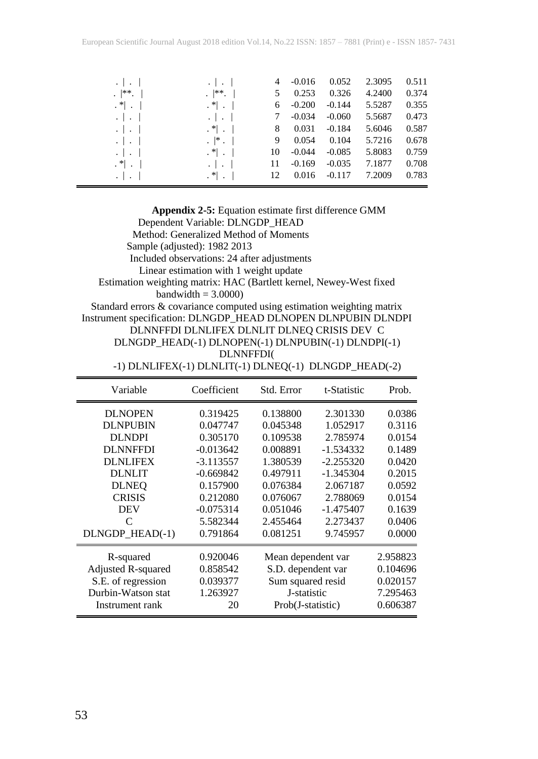| | | | | | | |
|---|---|---|---|---|---|---|
| . \| . \| | . \| . \| | 4 | -0.016 | 0.052 | 2.3095 | 0.511 |
| . \|**. \| | . \|**. \| | 5 | 0.253 | 0.326 | 4.2400 | 0.374 |
| . *\| . \| | . *\| . \| | 6 | -0.200 | -0.144 | 5.5287 | 0.355 |
| . \| . \| | . \| . \| | 7 | -0.034 | -0.060 | 5.5687 | 0.473 |
| . \| . \| | . *\| . \| | 8 | 0.031 | -0.184 | 5.6046 | 0.587 |
| . \| . \| | . \|* . \| | 9 | 0.054 | 0.104 | 5.7216 | 0.678 |
| . \| . \| | . *\| . \| | 10 | -0.044 | -0.085 | 5.8083 | 0.759 |
| . *\| . \| | . \| . \| | 11 | -0.169 | -0.035 | 7.1877 | 0.708 |
| . \| . \| | . *\| . \| | 12 | 0.016 | -0.117 | 7.2009 | 0.783 |

**Appendix 2-5:** Equation estimate first difference GMM
Dependent Variable: DLNGDP_HEAD
Method: Generalized Method of Moments
Sample (adjusted): 1982 2013
Included observations: 24 after adjustments
Linear estimation with 1 weight update
Estimation weighting matrix: HAC (Bartlett kernel, Newey-West fixed bandwidth = 3.0000)
Standard errors & covariance computed using estimation weighting matrix
Instrument specification: DLNGDP_HEAD DLNOPEN DLNPUBIN DLNDPI DLNNFFDI DLNLIFEX DLNLIT DLNEQ CRISIS DEV C DLNGDP_HEAD(-1) DLNOPEN(-1) DLNPUBIN(-1) DLNDPI(-1) DLNNFFDI(-1) DLNLIFEX(-1) DLNLIT(-1) DLNEQ(-1) DLNGDP_HEAD(-2)

| Variable | Coefficient | Std. Error | t-Statistic | Prob. |
|---|---|---|---|---|
| DLNOPEN | 0.319425 | 0.138800 | 2.301330 | 0.0386 |
| DLNPUBIN | 0.047747 | 0.045348 | 1.052917 | 0.3116 |
| DLNDPI | 0.305170 | 0.109538 | 2.785974 | 0.0154 |
| DLNNFFDI | -0.013642 | 0.008891 | -1.534332 | 0.1489 |
| DLNLIFEX | -3.113557 | 1.380539 | -2.255320 | 0.0420 |
| DLNLIT | -0.669842 | 0.497911 | -1.345304 | 0.2015 |
| DLNEQ | 0.157900 | 0.076384 | 2.067187 | 0.0592 |
| CRISIS | 0.212080 | 0.076067 | 2.788069 | 0.0154 |
| DEV | -0.075314 | 0.051046 | -1.475407 | 0.1639 |
| C | 5.582344 | 2.455464 | 2.273437 | 0.0406 |
| DLNGDP_HEAD(-1) | 0.791864 | 0.081251 | 9.745957 | 0.0000 |
| R-squared | 0.920046 | Mean dependent var | | 2.958823 |
| Adjusted R-squared | 0.858542 | S.D. dependent var | | 0.104696 |
| S.E. of regression | 0.039377 | Sum squared resid | | 0.020157 |
| Durbin-Watson stat | 1.263927 | J-statistic | | 7.295463 |
| Instrument rank | 20 | Prob(J-statistic) | | 0.606387 |